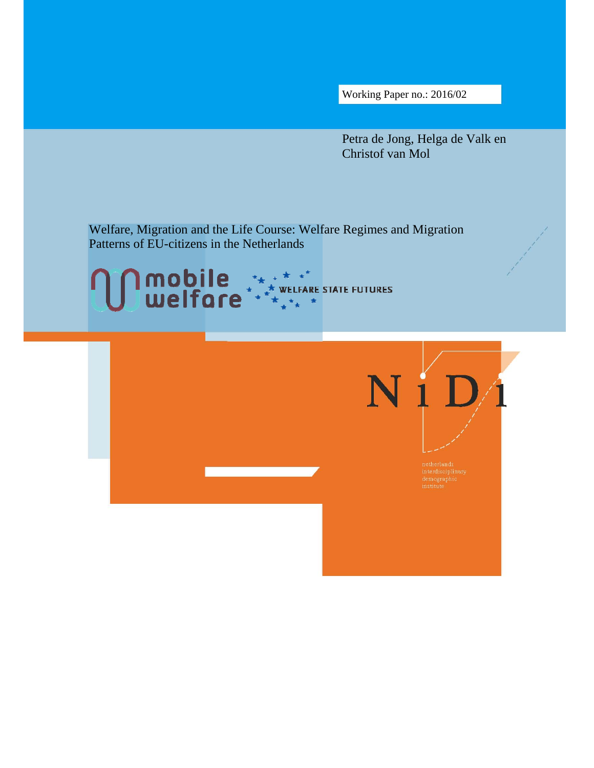Working Paper no.: 2016/02

Petra de Jong, Helga de Valk en Christof van Mol

# Welfare, Migration and the Life Course: Welfare Regimes and Migration Patterns of EU-citizens in the Netherlands

mobile welfare

WELFARE STATE FUTURES

NiDi

netherlands interdisciplinary demographic institute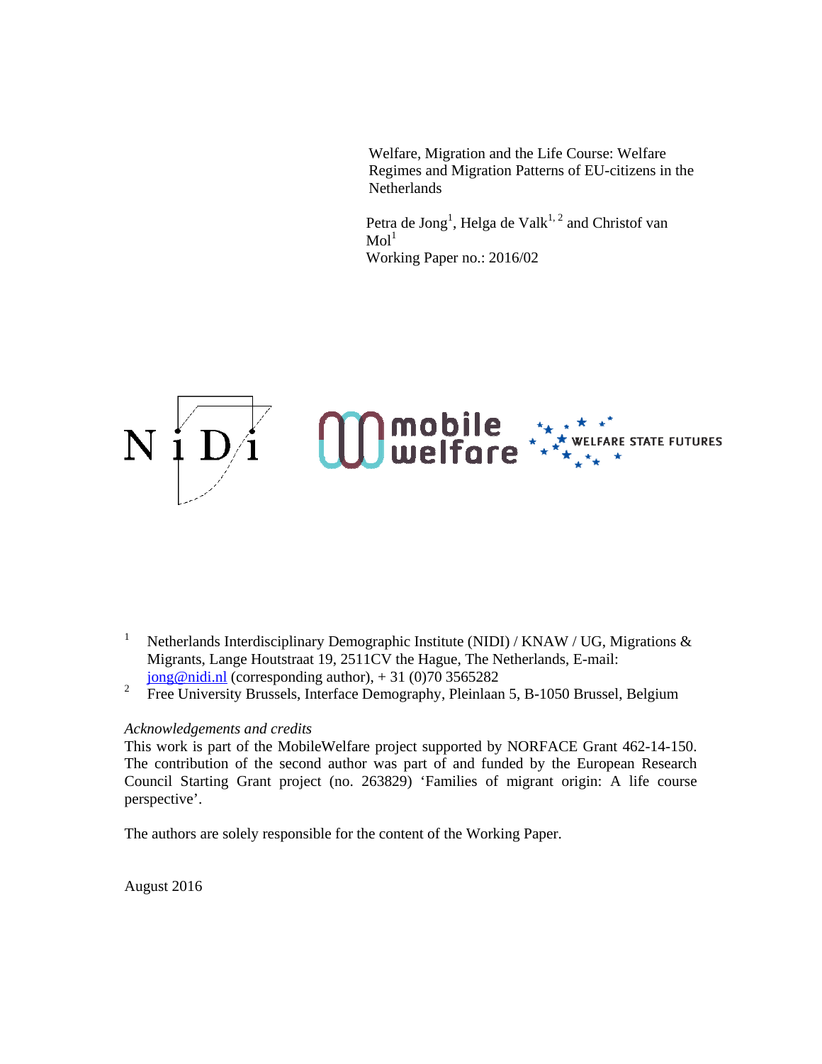Welfare, Migration and the Life Course: Welfare Regimes and Migration Patterns of EU-citizens in the Netherlands

Petra de Jong[1], Helga de Valk[1, 2] and Christof van Mol[1]
Working Paper no.: 2016/02

[1] Netherlands Interdisciplinary Demographic Institute (NIDI) / KNAW / UG, Migrations & Migrants, Lange Houtstraat 19, 2511CV the Hague, The Netherlands, E-mail: jong@nidi.nl (corresponding author), + 31 (0)70 3565282

[2] Free University Brussels, Interface Demography, Pleinlaan 5, B-1050 Brussel, Belgium

*Acknowledgements and credits*
This work is part of the MobileWelfare project supported by NORFACE Grant 462-14-150. The contribution of the second author was part of and funded by the European Research Council Starting Grant project (no. 263829) 'Families of migrant origin: A life course perspective'.

The authors are solely responsible for the content of the Working Paper.

August 2016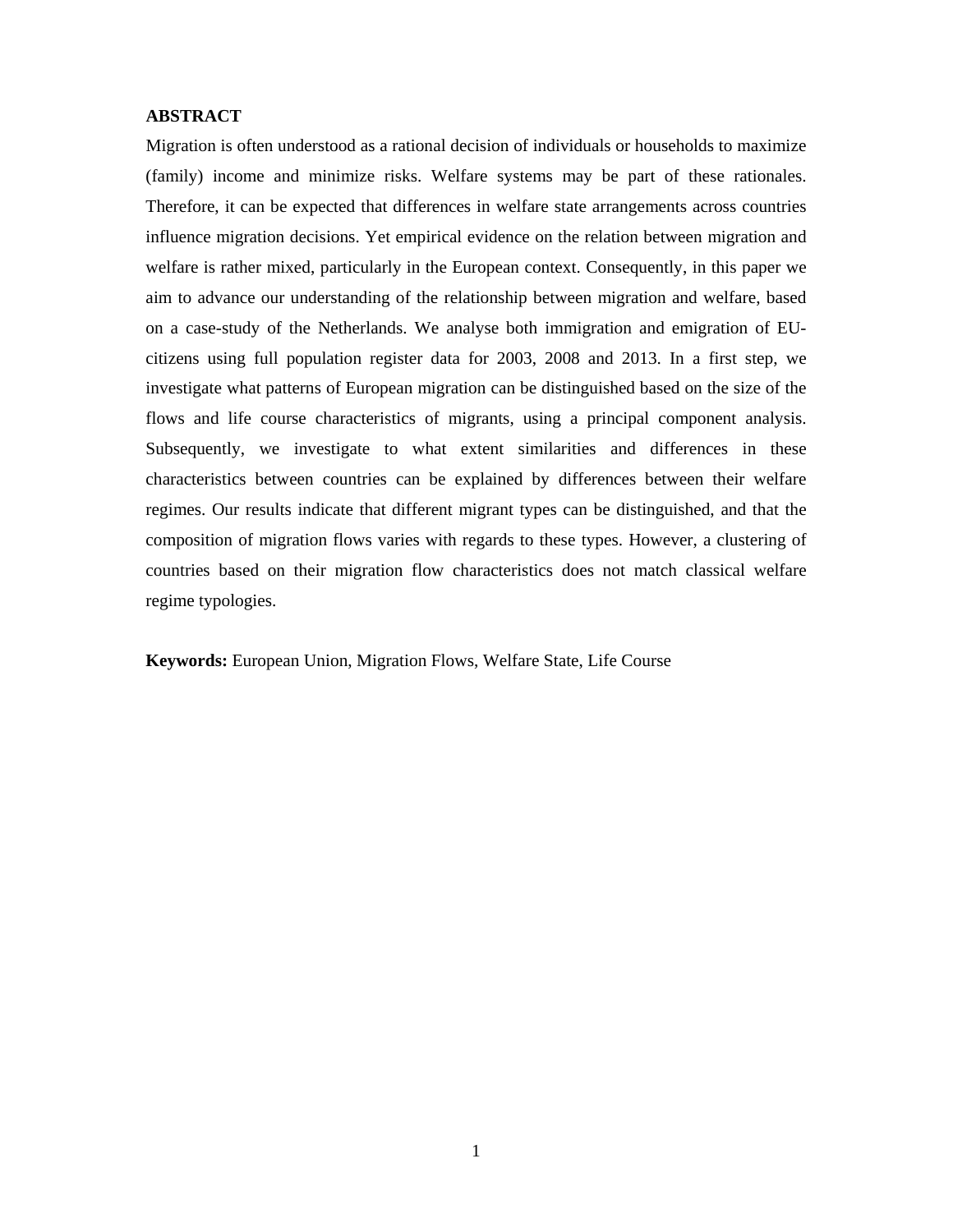**ABSTRACT**

Migration is often understood as a rational decision of individuals or households to maximize (family) income and minimize risks. Welfare systems may be part of these rationales. Therefore, it can be expected that differences in welfare state arrangements across countries influence migration decisions. Yet empirical evidence on the relation between migration and welfare is rather mixed, particularly in the European context. Consequently, in this paper we aim to advance our understanding of the relationship between migration and welfare, based on a case-study of the Netherlands. We analyse both immigration and emigration of EU-citizens using full population register data for 2003, 2008 and 2013. In a first step, we investigate what patterns of European migration can be distinguished based on the size of the flows and life course characteristics of migrants, using a principal component analysis. Subsequently, we investigate to what extent similarities and differences in these characteristics between countries can be explained by differences between their welfare regimes. Our results indicate that different migrant types can be distinguished, and that the composition of migration flows varies with regards to these types. However, a clustering of countries based on their migration flow characteristics does not match classical welfare regime typologies.

**Keywords:** European Union, Migration Flows, Welfare State, Life Course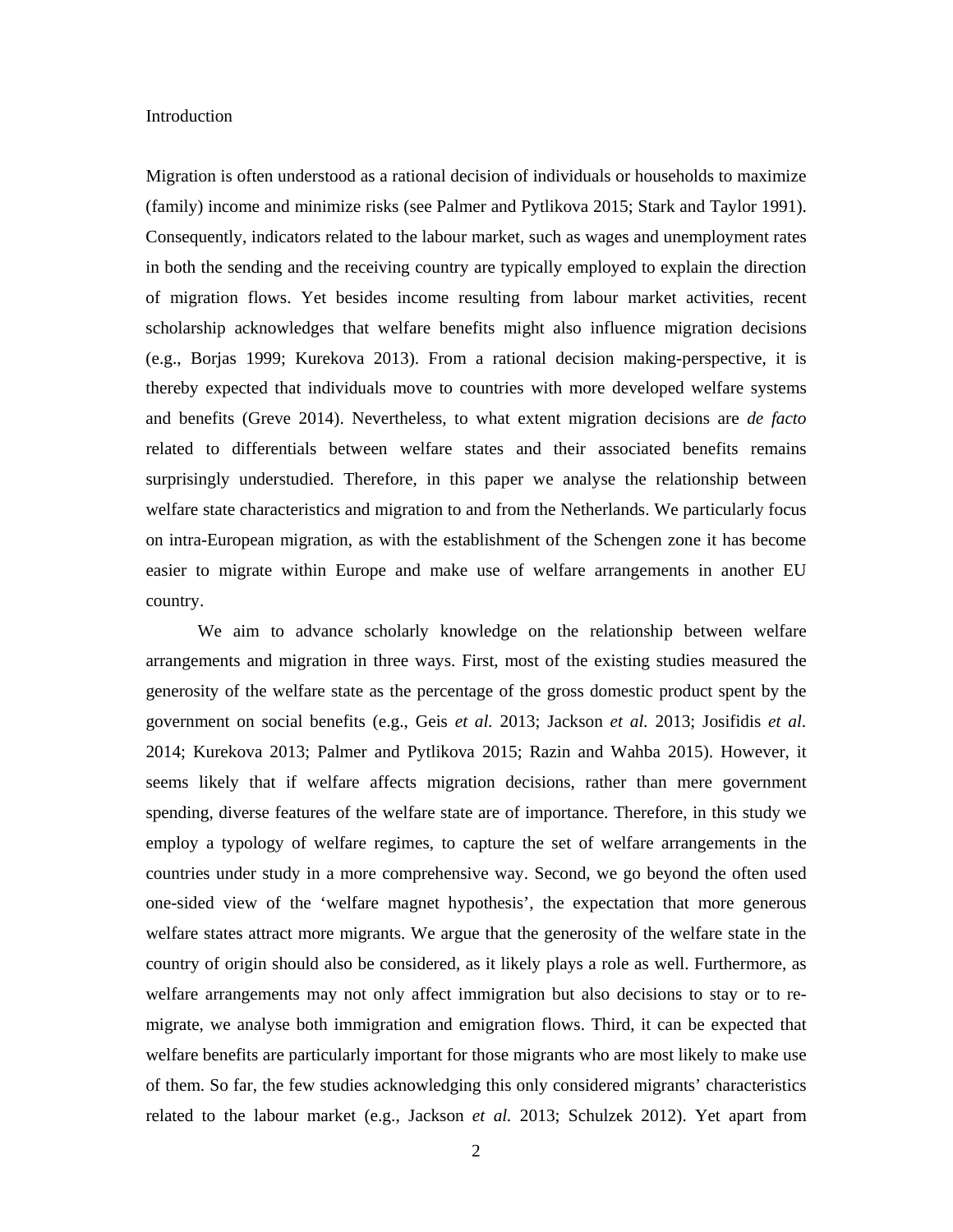## Introduction

Migration is often understood as a rational decision of individuals or households to maximize (family) income and minimize risks (see Palmer and Pytlikova 2015; Stark and Taylor 1991). Consequently, indicators related to the labour market, such as wages and unemployment rates in both the sending and the receiving country are typically employed to explain the direction of migration flows. Yet besides income resulting from labour market activities, recent scholarship acknowledges that welfare benefits might also influence migration decisions (e.g., Borjas 1999; Kurekova 2013). From a rational decision making-perspective, it is thereby expected that individuals move to countries with more developed welfare systems and benefits (Greve 2014). Nevertheless, to what extent migration decisions are *de facto* related to differentials between welfare states and their associated benefits remains surprisingly understudied. Therefore, in this paper we analyse the relationship between welfare state characteristics and migration to and from the Netherlands. We particularly focus on intra-European migration, as with the establishment of the Schengen zone it has become easier to migrate within Europe and make use of welfare arrangements in another EU country.

We aim to advance scholarly knowledge on the relationship between welfare arrangements and migration in three ways. First, most of the existing studies measured the generosity of the welfare state as the percentage of the gross domestic product spent by the government on social benefits (e.g., Geis *et al.* 2013; Jackson *et al.* 2013; Josifidis *et al.* 2014; Kurekova 2013; Palmer and Pytlikova 2015; Razin and Wahba 2015). However, it seems likely that if welfare affects migration decisions, rather than mere government spending, diverse features of the welfare state are of importance. Therefore, in this study we employ a typology of welfare regimes, to capture the set of welfare arrangements in the countries under study in a more comprehensive way. Second, we go beyond the often used one-sided view of the 'welfare magnet hypothesis', the expectation that more generous welfare states attract more migrants. We argue that the generosity of the welfare state in the country of origin should also be considered, as it likely plays a role as well. Furthermore, as welfare arrangements may not only affect immigration but also decisions to stay or to re-migrate, we analyse both immigration and emigration flows. Third, it can be expected that welfare benefits are particularly important for those migrants who are most likely to make use of them. So far, the few studies acknowledging this only considered migrants' characteristics related to the labour market (e.g., Jackson *et al.* 2013; Schulzek 2012). Yet apart from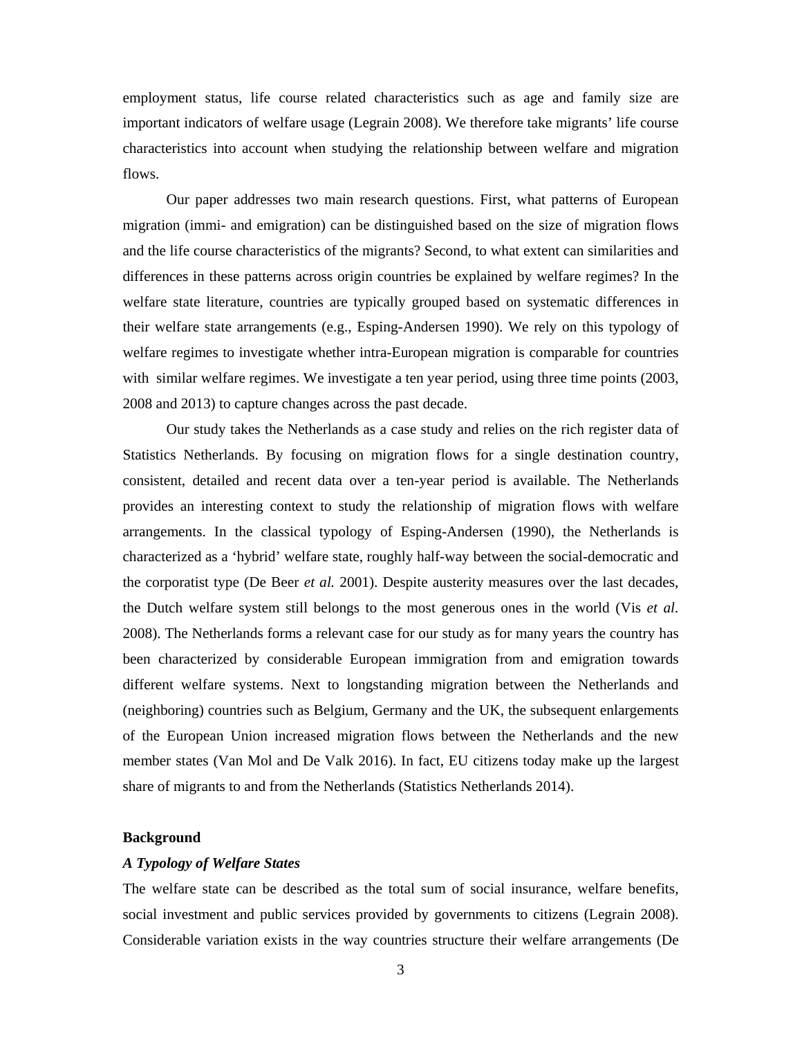employment status, life course related characteristics such as age and family size are important indicators of welfare usage (Legrain 2008). We therefore take migrants' life course characteristics into account when studying the relationship between welfare and migration flows.

Our paper addresses two main research questions. First, what patterns of European migration (immi- and emigration) can be distinguished based on the size of migration flows and the life course characteristics of the migrants? Second, to what extent can similarities and differences in these patterns across origin countries be explained by welfare regimes? In the welfare state literature, countries are typically grouped based on systematic differences in their welfare state arrangements (e.g., Esping-Andersen 1990). We rely on this typology of welfare regimes to investigate whether intra-European migration is comparable for countries with similar welfare regimes. We investigate a ten year period, using three time points (2003, 2008 and 2013) to capture changes across the past decade.

Our study takes the Netherlands as a case study and relies on the rich register data of Statistics Netherlands. By focusing on migration flows for a single destination country, consistent, detailed and recent data over a ten-year period is available. The Netherlands provides an interesting context to study the relationship of migration flows with welfare arrangements. In the classical typology of Esping-Andersen (1990), the Netherlands is characterized as a 'hybrid' welfare state, roughly half-way between the social-democratic and the corporatist type (De Beer *et al.* 2001). Despite austerity measures over the last decades, the Dutch welfare system still belongs to the most generous ones in the world (Vis *et al.* 2008). The Netherlands forms a relevant case for our study as for many years the country has been characterized by considerable European immigration from and emigration towards different welfare systems. Next to longstanding migration between the Netherlands and (neighboring) countries such as Belgium, Germany and the UK, the subsequent enlargements of the European Union increased migration flows between the Netherlands and the new member states (Van Mol and De Valk 2016). In fact, EU citizens today make up the largest share of migrants to and from the Netherlands (Statistics Netherlands 2014).

## Background

### *A Typology of Welfare States*

The welfare state can be described as the total sum of social insurance, welfare benefits, social investment and public services provided by governments to citizens (Legrain 2008). Considerable variation exists in the way countries structure their welfare arrangements (De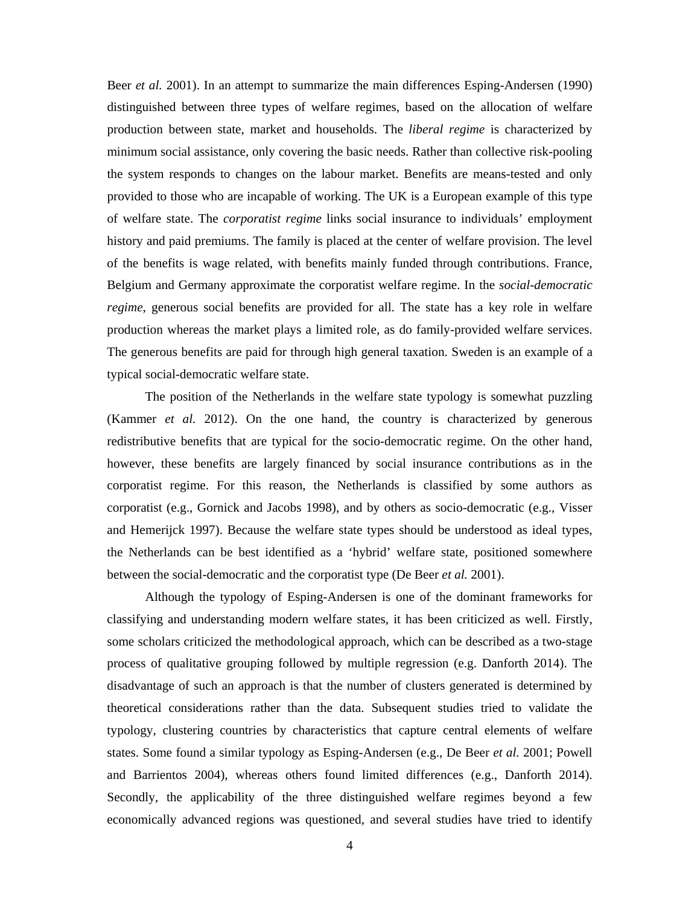Beer *et al.* 2001). In an attempt to summarize the main differences Esping-Andersen (1990) distinguished between three types of welfare regimes, based on the allocation of welfare production between state, market and households. The *liberal regime* is characterized by minimum social assistance, only covering the basic needs. Rather than collective risk-pooling the system responds to changes on the labour market. Benefits are means-tested and only provided to those who are incapable of working. The UK is a European example of this type of welfare state. The *corporatist regime* links social insurance to individuals' employment history and paid premiums. The family is placed at the center of welfare provision. The level of the benefits is wage related, with benefits mainly funded through contributions. France, Belgium and Germany approximate the corporatist welfare regime. In the *social-democratic regime*, generous social benefits are provided for all. The state has a key role in welfare production whereas the market plays a limited role, as do family-provided welfare services. The generous benefits are paid for through high general taxation. Sweden is an example of a typical social-democratic welfare state.

The position of the Netherlands in the welfare state typology is somewhat puzzling (Kammer *et al.* 2012). On the one hand, the country is characterized by generous redistributive benefits that are typical for the socio-democratic regime. On the other hand, however, these benefits are largely financed by social insurance contributions as in the corporatist regime. For this reason, the Netherlands is classified by some authors as corporatist (e.g., Gornick and Jacobs 1998), and by others as socio-democratic (e.g., Visser and Hemerijck 1997). Because the welfare state types should be understood as ideal types, the Netherlands can be best identified as a 'hybrid' welfare state, positioned somewhere between the social-democratic and the corporatist type (De Beer *et al.* 2001).

Although the typology of Esping-Andersen is one of the dominant frameworks for classifying and understanding modern welfare states, it has been criticized as well. Firstly, some scholars criticized the methodological approach, which can be described as a two-stage process of qualitative grouping followed by multiple regression (e.g. Danforth 2014). The disadvantage of such an approach is that the number of clusters generated is determined by theoretical considerations rather than the data. Subsequent studies tried to validate the typology, clustering countries by characteristics that capture central elements of welfare states. Some found a similar typology as Esping-Andersen (e.g., De Beer *et al.* 2001; Powell and Barrientos 2004), whereas others found limited differences (e.g., Danforth 2014). Secondly, the applicability of the three distinguished welfare regimes beyond a few economically advanced regions was questioned, and several studies have tried to identify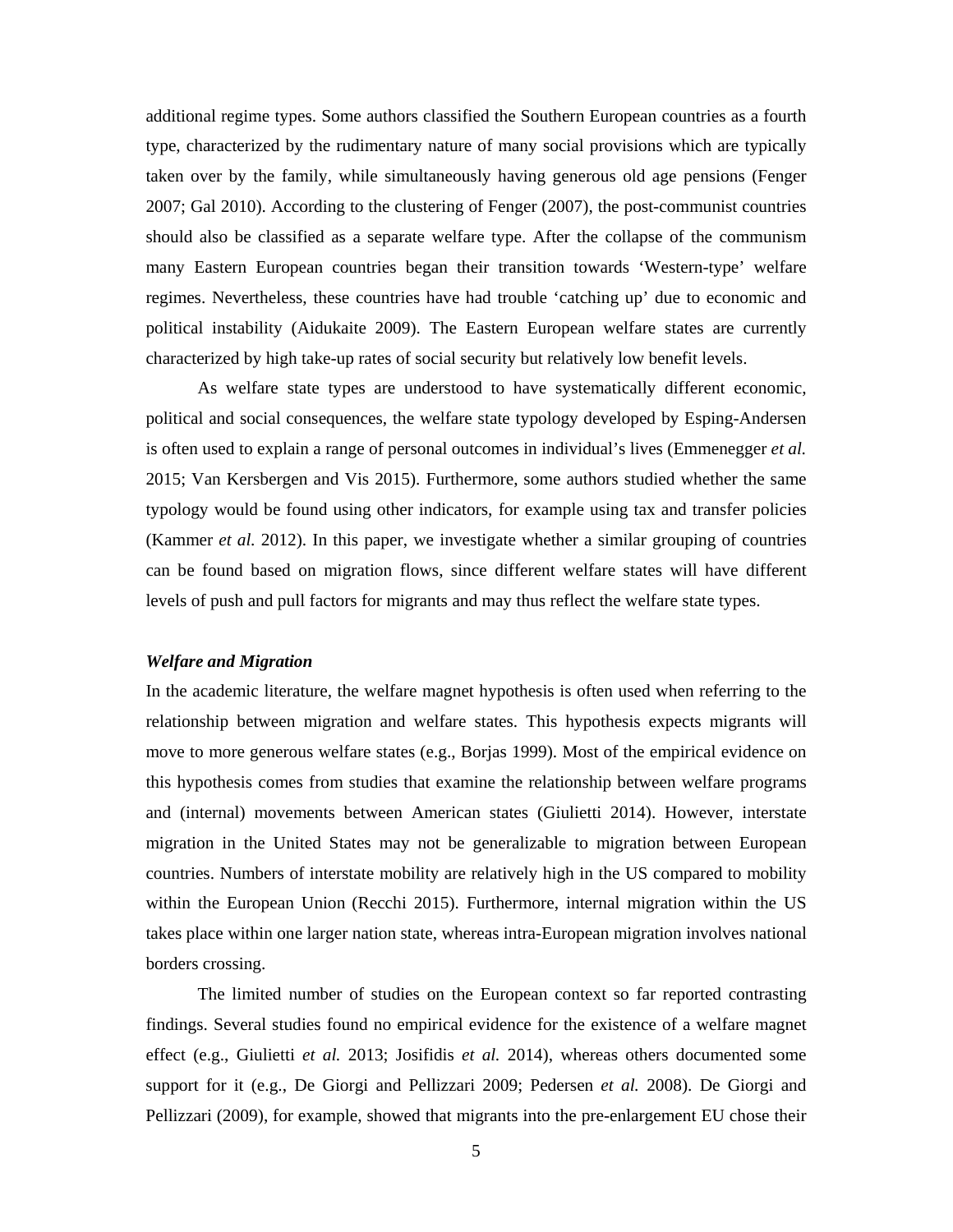additional regime types. Some authors classified the Southern European countries as a fourth type, characterized by the rudimentary nature of many social provisions which are typically taken over by the family, while simultaneously having generous old age pensions (Fenger 2007; Gal 2010). According to the clustering of Fenger (2007), the post-communist countries should also be classified as a separate welfare type. After the collapse of the communism many Eastern European countries began their transition towards 'Western-type' welfare regimes. Nevertheless, these countries have had trouble 'catching up' due to economic and political instability (Aidukaite 2009). The Eastern European welfare states are currently characterized by high take-up rates of social security but relatively low benefit levels.

As welfare state types are understood to have systematically different economic, political and social consequences, the welfare state typology developed by Esping-Andersen is often used to explain a range of personal outcomes in individual's lives (Emmenegger *et al.* 2015; Van Kersbergen and Vis 2015). Furthermore, some authors studied whether the same typology would be found using other indicators, for example using tax and transfer policies (Kammer *et al.* 2012). In this paper, we investigate whether a similar grouping of countries can be found based on migration flows, since different welfare states will have different levels of push and pull factors for migrants and may thus reflect the welfare state types.

### *Welfare and Migration*

In the academic literature, the welfare magnet hypothesis is often used when referring to the relationship between migration and welfare states. This hypothesis expects migrants will move to more generous welfare states (e.g., Borjas 1999). Most of the empirical evidence on this hypothesis comes from studies that examine the relationship between welfare programs and (internal) movements between American states (Giulietti 2014). However, interstate migration in the United States may not be generalizable to migration between European countries. Numbers of interstate mobility are relatively high in the US compared to mobility within the European Union (Recchi 2015). Furthermore, internal migration within the US takes place within one larger nation state, whereas intra-European migration involves national borders crossing.

The limited number of studies on the European context so far reported contrasting findings. Several studies found no empirical evidence for the existence of a welfare magnet effect (e.g., Giulietti *et al.* 2013; Josifidis *et al.* 2014), whereas others documented some support for it (e.g., De Giorgi and Pellizzari 2009; Pedersen *et al.* 2008). De Giorgi and Pellizzari (2009), for example, showed that migrants into the pre-enlargement EU chose their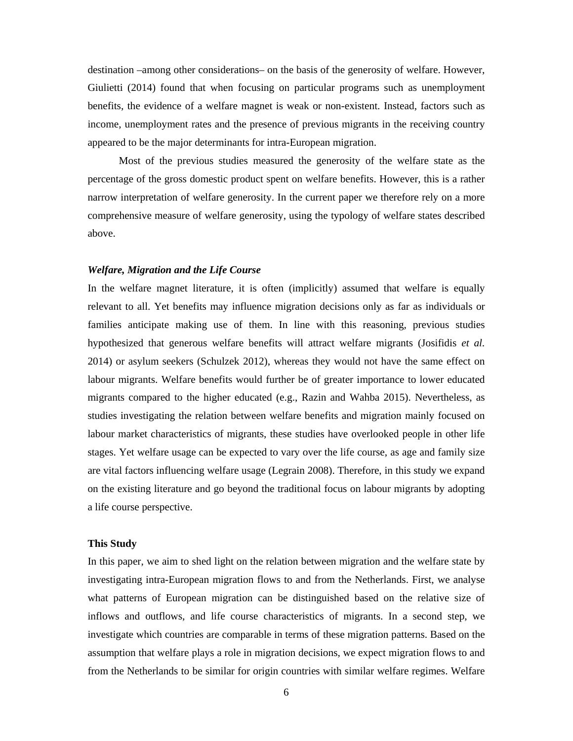destination –among other considerations– on the basis of the generosity of welfare. However, Giulietti (2014) found that when focusing on particular programs such as unemployment benefits, the evidence of a welfare magnet is weak or non-existent. Instead, factors such as income, unemployment rates and the presence of previous migrants in the receiving country appeared to be the major determinants for intra-European migration.

Most of the previous studies measured the generosity of the welfare state as the percentage of the gross domestic product spent on welfare benefits. However, this is a rather narrow interpretation of welfare generosity. In the current paper we therefore rely on a more comprehensive measure of welfare generosity, using the typology of welfare states described above.

### *Welfare, Migration and the Life Course*

In the welfare magnet literature, it is often (implicitly) assumed that welfare is equally relevant to all. Yet benefits may influence migration decisions only as far as individuals or families anticipate making use of them. In line with this reasoning, previous studies hypothesized that generous welfare benefits will attract welfare migrants (Josifidis *et al*. 2014) or asylum seekers (Schulzek 2012), whereas they would not have the same effect on labour migrants. Welfare benefits would further be of greater importance to lower educated migrants compared to the higher educated (e.g., Razin and Wahba 2015). Nevertheless, as studies investigating the relation between welfare benefits and migration mainly focused on labour market characteristics of migrants, these studies have overlooked people in other life stages. Yet welfare usage can be expected to vary over the life course, as age and family size are vital factors influencing welfare usage (Legrain 2008). Therefore, in this study we expand on the existing literature and go beyond the traditional focus on labour migrants by adopting a life course perspective.

## This Study

In this paper, we aim to shed light on the relation between migration and the welfare state by investigating intra-European migration flows to and from the Netherlands. First, we analyse what patterns of European migration can be distinguished based on the relative size of inflows and outflows, and life course characteristics of migrants. In a second step, we investigate which countries are comparable in terms of these migration patterns. Based on the assumption that welfare plays a role in migration decisions, we expect migration flows to and from the Netherlands to be similar for origin countries with similar welfare regimes. Welfare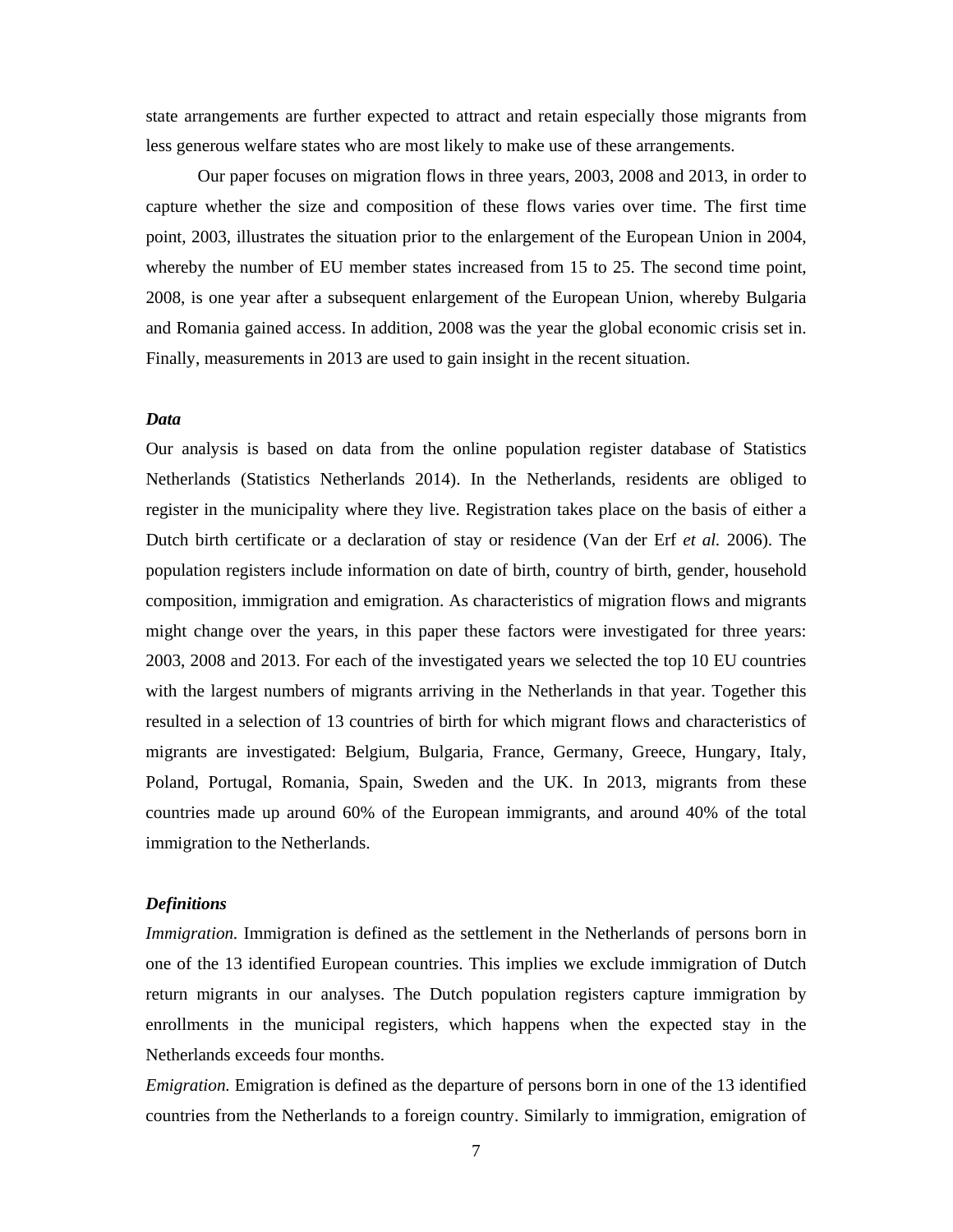state arrangements are further expected to attract and retain especially those migrants from less generous welfare states who are most likely to make use of these arrangements.

Our paper focuses on migration flows in three years, 2003, 2008 and 2013, in order to capture whether the size and composition of these flows varies over time. The first time point, 2003, illustrates the situation prior to the enlargement of the European Union in 2004, whereby the number of EU member states increased from 15 to 25. The second time point, 2008, is one year after a subsequent enlargement of the European Union, whereby Bulgaria and Romania gained access. In addition, 2008 was the year the global economic crisis set in. Finally, measurements in 2013 are used to gain insight in the recent situation.

### *Data*

Our analysis is based on data from the online population register database of Statistics Netherlands (Statistics Netherlands 2014). In the Netherlands, residents are obliged to register in the municipality where they live. Registration takes place on the basis of either a Dutch birth certificate or a declaration of stay or residence (Van der Erf *et al.* 2006). The population registers include information on date of birth, country of birth, gender, household composition, immigration and emigration. As characteristics of migration flows and migrants might change over the years, in this paper these factors were investigated for three years: 2003, 2008 and 2013. For each of the investigated years we selected the top 10 EU countries with the largest numbers of migrants arriving in the Netherlands in that year. Together this resulted in a selection of 13 countries of birth for which migrant flows and characteristics of migrants are investigated: Belgium, Bulgaria, France, Germany, Greece, Hungary, Italy, Poland, Portugal, Romania, Spain, Sweden and the UK. In 2013, migrants from these countries made up around 60% of the European immigrants, and around 40% of the total immigration to the Netherlands.

### *Definitions*

*Immigration.* Immigration is defined as the settlement in the Netherlands of persons born in one of the 13 identified European countries. This implies we exclude immigration of Dutch return migrants in our analyses. The Dutch population registers capture immigration by enrollments in the municipal registers, which happens when the expected stay in the Netherlands exceeds four months.

*Emigration.* Emigration is defined as the departure of persons born in one of the 13 identified countries from the Netherlands to a foreign country. Similarly to immigration, emigration of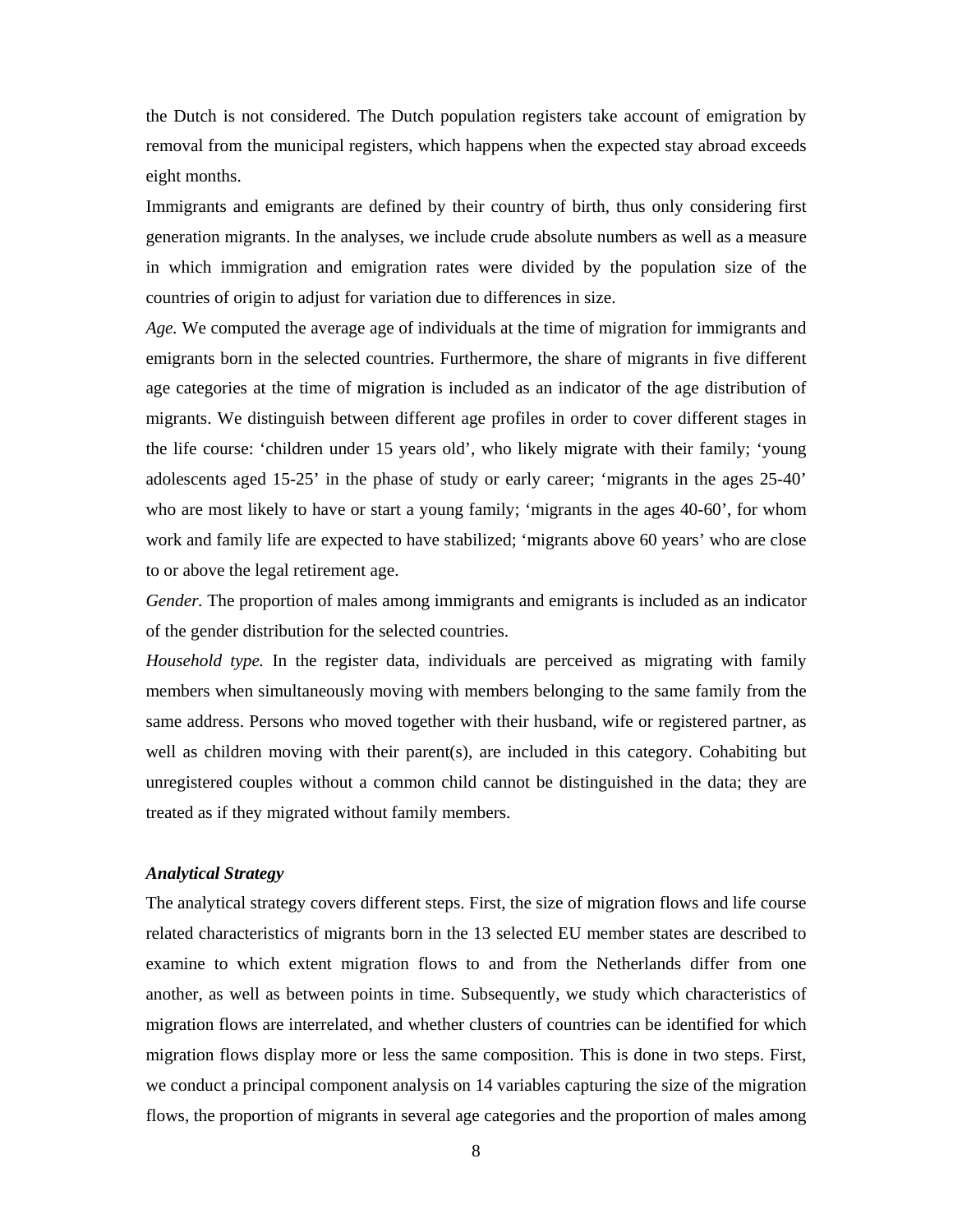the Dutch is not considered. The Dutch population registers take account of emigration by removal from the municipal registers, which happens when the expected stay abroad exceeds eight months.

Immigrants and emigrants are defined by their country of birth, thus only considering first generation migrants. In the analyses, we include crude absolute numbers as well as a measure in which immigration and emigration rates were divided by the population size of the countries of origin to adjust for variation due to differences in size.

*Age.* We computed the average age of individuals at the time of migration for immigrants and emigrants born in the selected countries. Furthermore, the share of migrants in five different age categories at the time of migration is included as an indicator of the age distribution of migrants. We distinguish between different age profiles in order to cover different stages in the life course: 'children under 15 years old', who likely migrate with their family; 'young adolescents aged 15-25' in the phase of study or early career; 'migrants in the ages 25-40' who are most likely to have or start a young family; 'migrants in the ages 40-60', for whom work and family life are expected to have stabilized; 'migrants above 60 years' who are close to or above the legal retirement age.

*Gender.* The proportion of males among immigrants and emigrants is included as an indicator of the gender distribution for the selected countries.

*Household type.* In the register data, individuals are perceived as migrating with family members when simultaneously moving with members belonging to the same family from the same address. Persons who moved together with their husband, wife or registered partner, as well as children moving with their parent(s), are included in this category. Cohabiting but unregistered couples without a common child cannot be distinguished in the data; they are treated as if they migrated without family members.

### *Analytical Strategy*

The analytical strategy covers different steps. First, the size of migration flows and life course related characteristics of migrants born in the 13 selected EU member states are described to examine to which extent migration flows to and from the Netherlands differ from one another, as well as between points in time. Subsequently, we study which characteristics of migration flows are interrelated, and whether clusters of countries can be identified for which migration flows display more or less the same composition. This is done in two steps. First, we conduct a principal component analysis on 14 variables capturing the size of the migration flows, the proportion of migrants in several age categories and the proportion of males among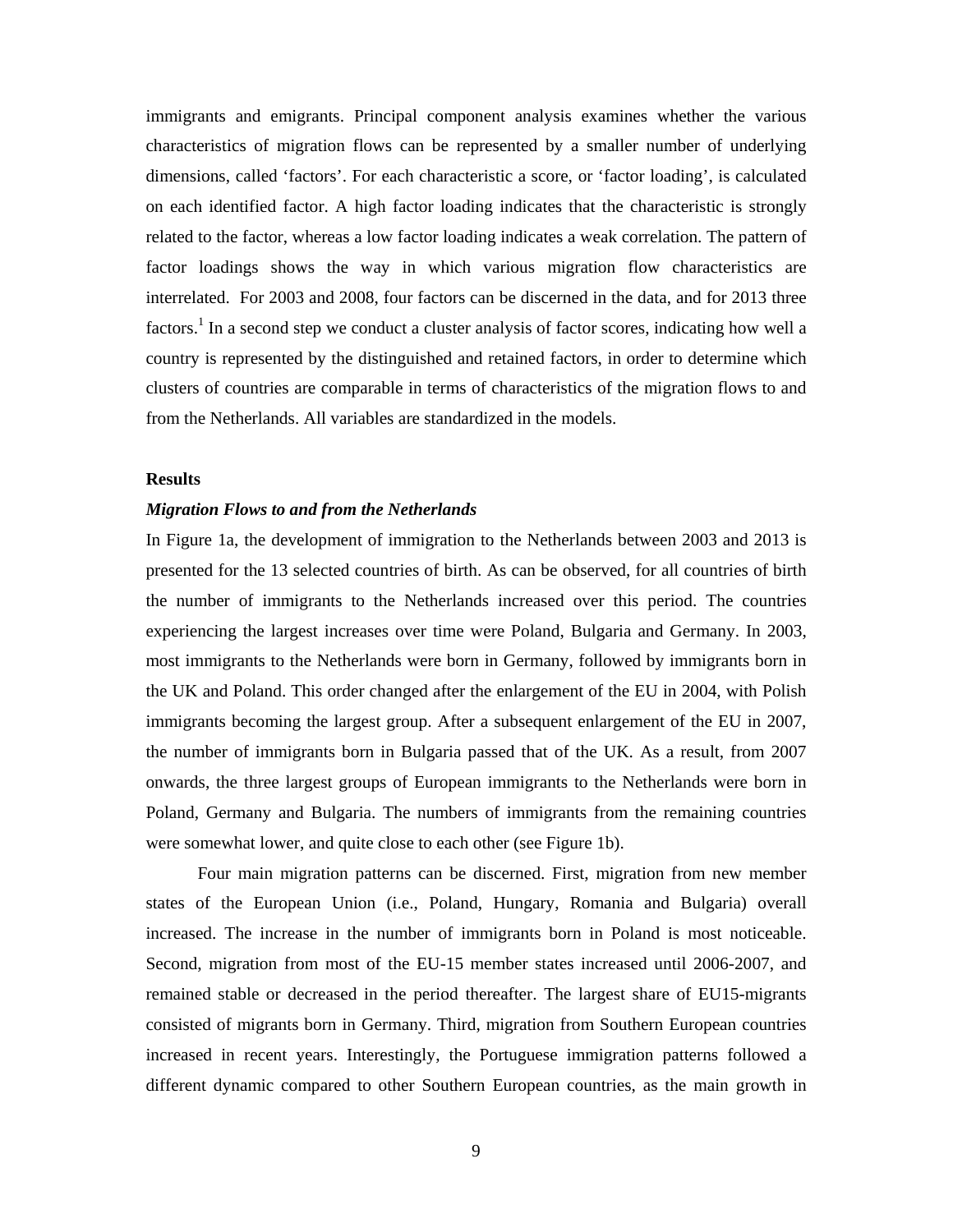immigrants and emigrants. Principal component analysis examines whether the various characteristics of migration flows can be represented by a smaller number of underlying dimensions, called 'factors'. For each characteristic a score, or 'factor loading', is calculated on each identified factor. A high factor loading indicates that the characteristic is strongly related to the factor, whereas a low factor loading indicates a weak correlation. The pattern of factor loadings shows the way in which various migration flow characteristics are interrelated. For 2003 and 2008, four factors can be discerned in the data, and for 2013 three factors.[1] In a second step we conduct a cluster analysis of factor scores, indicating how well a country is represented by the distinguished and retained factors, in order to determine which clusters of countries are comparable in terms of characteristics of the migration flows to and from the Netherlands. All variables are standardized in the models.

## Results

### *Migration Flows to and from the Netherlands*

In Figure 1a, the development of immigration to the Netherlands between 2003 and 2013 is presented for the 13 selected countries of birth. As can be observed, for all countries of birth the number of immigrants to the Netherlands increased over this period. The countries experiencing the largest increases over time were Poland, Bulgaria and Germany. In 2003, most immigrants to the Netherlands were born in Germany, followed by immigrants born in the UK and Poland. This order changed after the enlargement of the EU in 2004, with Polish immigrants becoming the largest group. After a subsequent enlargement of the EU in 2007, the number of immigrants born in Bulgaria passed that of the UK. As a result, from 2007 onwards, the three largest groups of European immigrants to the Netherlands were born in Poland, Germany and Bulgaria. The numbers of immigrants from the remaining countries were somewhat lower, and quite close to each other (see Figure 1b).

Four main migration patterns can be discerned. First, migration from new member states of the European Union (i.e., Poland, Hungary, Romania and Bulgaria) overall increased. The increase in the number of immigrants born in Poland is most noticeable. Second, migration from most of the EU-15 member states increased until 2006-2007, and remained stable or decreased in the period thereafter. The largest share of EU15-migrants consisted of migrants born in Germany. Third, migration from Southern European countries increased in recent years. Interestingly, the Portuguese immigration patterns followed a different dynamic compared to other Southern European countries, as the main growth in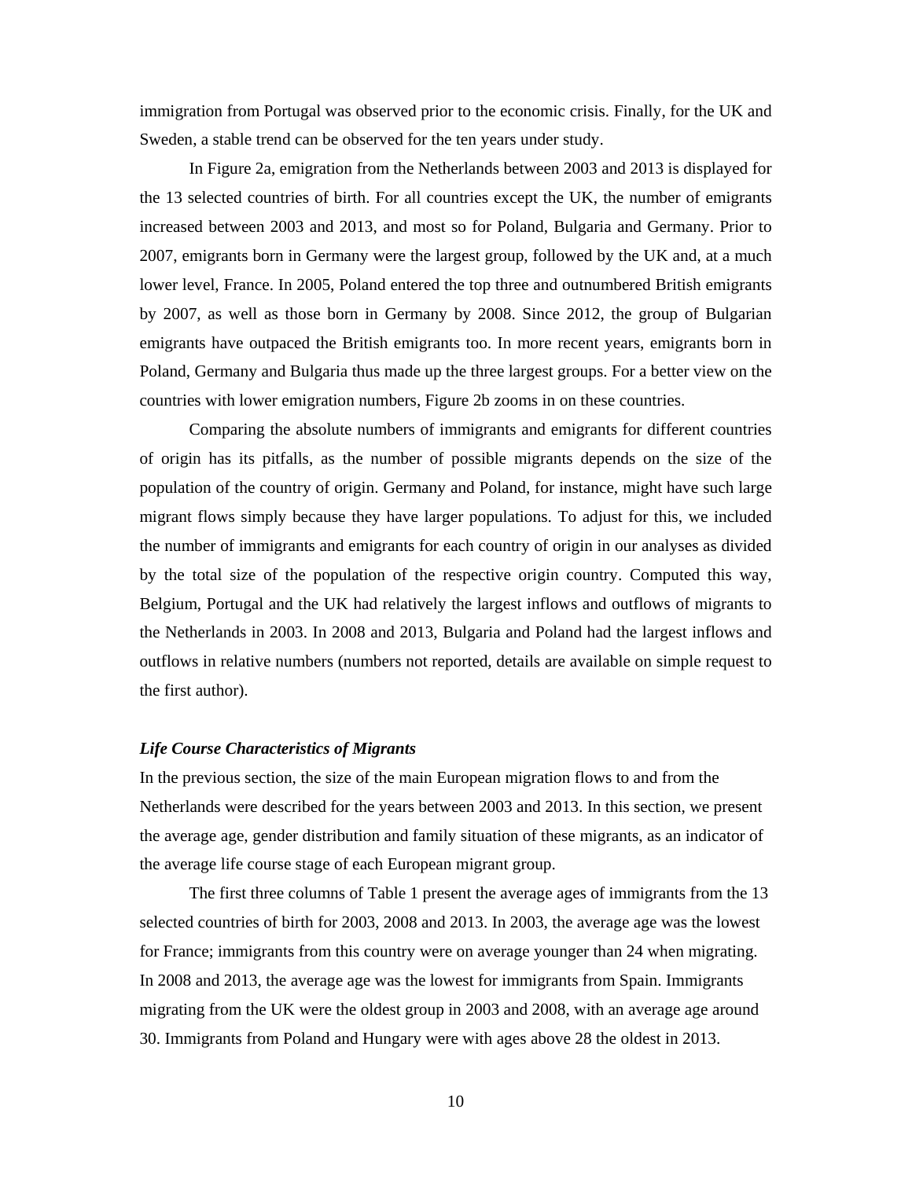immigration from Portugal was observed prior to the economic crisis. Finally, for the UK and Sweden, a stable trend can be observed for the ten years under study.

In Figure 2a, emigration from the Netherlands between 2003 and 2013 is displayed for the 13 selected countries of birth. For all countries except the UK, the number of emigrants increased between 2003 and 2013, and most so for Poland, Bulgaria and Germany. Prior to 2007, emigrants born in Germany were the largest group, followed by the UK and, at a much lower level, France. In 2005, Poland entered the top three and outnumbered British emigrants by 2007, as well as those born in Germany by 2008. Since 2012, the group of Bulgarian emigrants have outpaced the British emigrants too. In more recent years, emigrants born in Poland, Germany and Bulgaria thus made up the three largest groups. For a better view on the countries with lower emigration numbers, Figure 2b zooms in on these countries.

Comparing the absolute numbers of immigrants and emigrants for different countries of origin has its pitfalls, as the number of possible migrants depends on the size of the population of the country of origin. Germany and Poland, for instance, might have such large migrant flows simply because they have larger populations. To adjust for this, we included the number of immigrants and emigrants for each country of origin in our analyses as divided by the total size of the population of the respective origin country. Computed this way, Belgium, Portugal and the UK had relatively the largest inflows and outflows of migrants to the Netherlands in 2003. In 2008 and 2013, Bulgaria and Poland had the largest inflows and outflows in relative numbers (numbers not reported, details are available on simple request to the first author).

### *Life Course Characteristics of Migrants*

In the previous section, the size of the main European migration flows to and from the Netherlands were described for the years between 2003 and 2013. In this section, we present the average age, gender distribution and family situation of these migrants, as an indicator of the average life course stage of each European migrant group.

The first three columns of Table 1 present the average ages of immigrants from the 13 selected countries of birth for 2003, 2008 and 2013. In 2003, the average age was the lowest for France; immigrants from this country were on average younger than 24 when migrating. In 2008 and 2013, the average age was the lowest for immigrants from Spain. Immigrants migrating from the UK were the oldest group in 2003 and 2008, with an average age around 30. Immigrants from Poland and Hungary were with ages above 28 the oldest in 2013.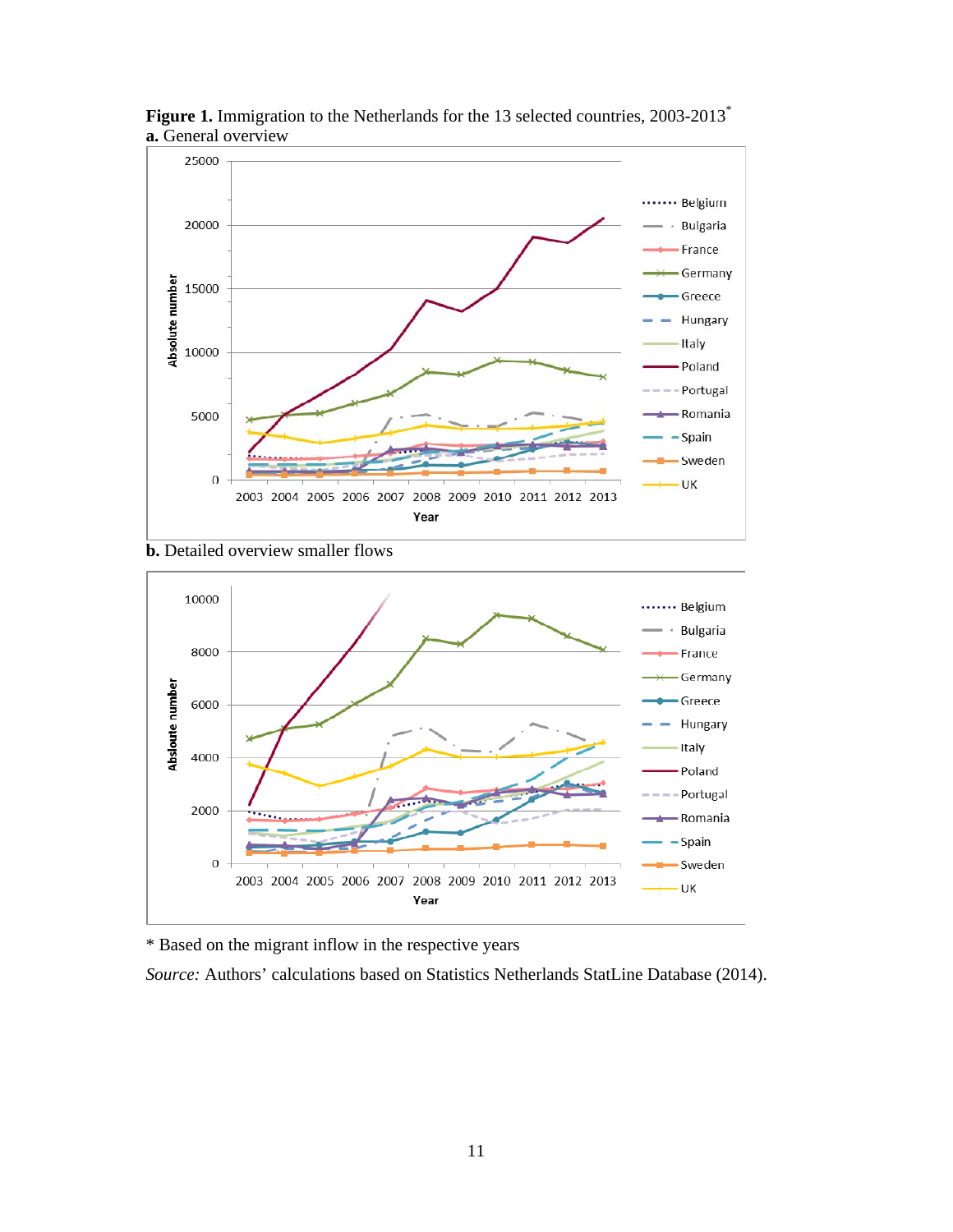**Figure 1.** Immigration to the Netherlands for the 13 selected countries, 2003-2013*

**a.** General overview

**b.** Detailed overview smaller flows

\* Based on the migrant inflow in the respective years

*Source:* Authors' calculations based on Statistics Netherlands StatLine Database (2014).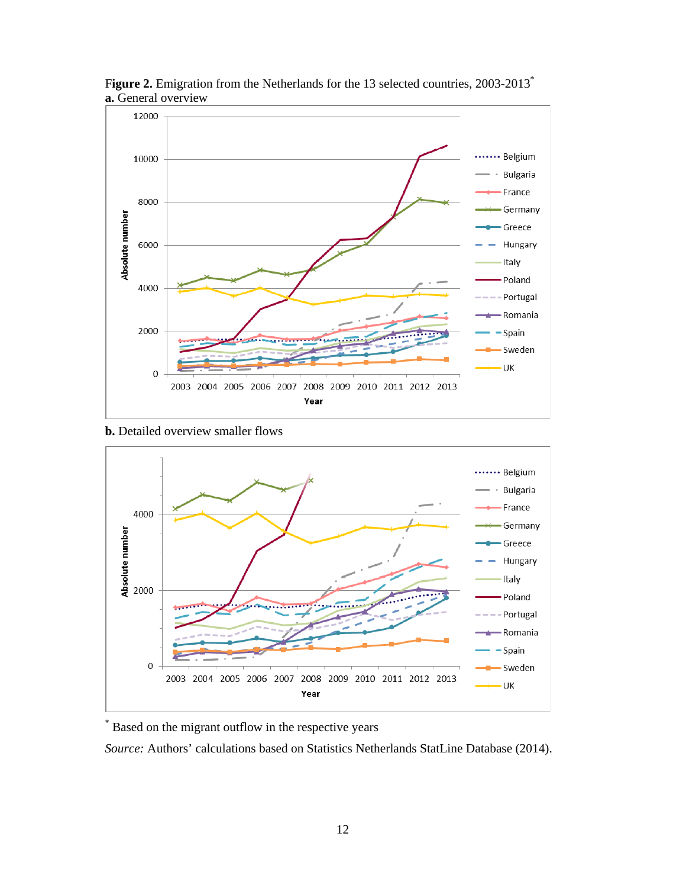**Figure 2.** Emigration from the Netherlands for the 13 selected countries, 2003-2013*

**a.** General overview

**b.** Detailed overview smaller flows

* Based on the migrant outflow in the respective years

*Source:* Authors' calculations based on Statistics Netherlands StatLine Database (2014).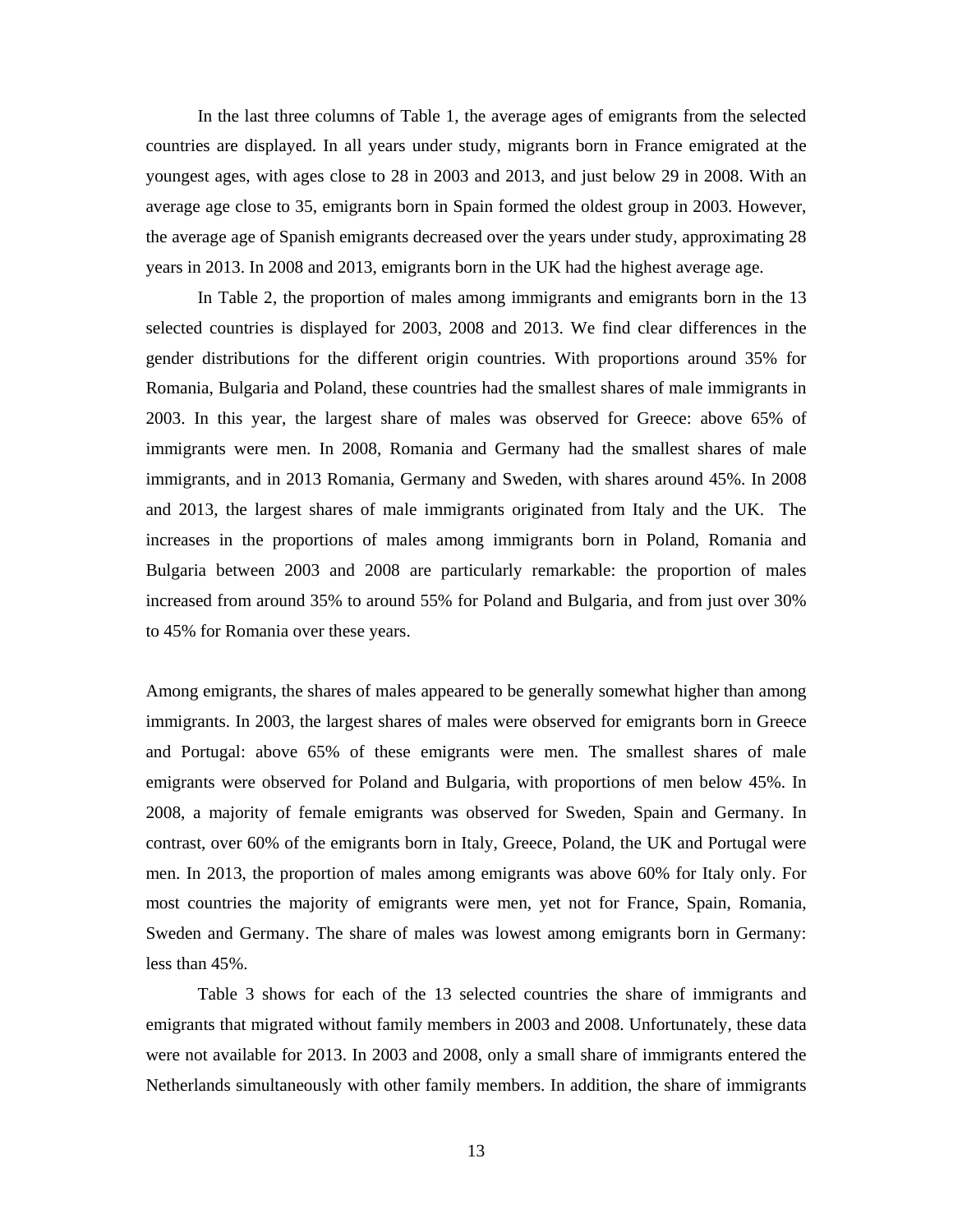In the last three columns of Table 1, the average ages of emigrants from the selected countries are displayed. In all years under study, migrants born in France emigrated at the youngest ages, with ages close to 28 in 2003 and 2013, and just below 29 in 2008. With an average age close to 35, emigrants born in Spain formed the oldest group in 2003. However, the average age of Spanish emigrants decreased over the years under study, approximating 28 years in 2013. In 2008 and 2013, emigrants born in the UK had the highest average age.

In Table 2, the proportion of males among immigrants and emigrants born in the 13 selected countries is displayed for 2003, 2008 and 2013. We find clear differences in the gender distributions for the different origin countries. With proportions around 35% for Romania, Bulgaria and Poland, these countries had the smallest shares of male immigrants in 2003. In this year, the largest share of males was observed for Greece: above 65% of immigrants were men. In 2008, Romania and Germany had the smallest shares of male immigrants, and in 2013 Romania, Germany and Sweden, with shares around 45%. In 2008 and 2013, the largest shares of male immigrants originated from Italy and the UK. The increases in the proportions of males among immigrants born in Poland, Romania and Bulgaria between 2003 and 2008 are particularly remarkable: the proportion of males increased from around 35% to around 55% for Poland and Bulgaria, and from just over 30% to 45% for Romania over these years.

Among emigrants, the shares of males appeared to be generally somewhat higher than among immigrants. In 2003, the largest shares of males were observed for emigrants born in Greece and Portugal: above 65% of these emigrants were men. The smallest shares of male emigrants were observed for Poland and Bulgaria, with proportions of men below 45%. In 2008, a majority of female emigrants was observed for Sweden, Spain and Germany. In contrast, over 60% of the emigrants born in Italy, Greece, Poland, the UK and Portugal were men. In 2013, the proportion of males among emigrants was above 60% for Italy only. For most countries the majority of emigrants were men, yet not for France, Spain, Romania, Sweden and Germany. The share of males was lowest among emigrants born in Germany: less than 45%.

Table 3 shows for each of the 13 selected countries the share of immigrants and emigrants that migrated without family members in 2003 and 2008. Unfortunately, these data were not available for 2013. In 2003 and 2008, only a small share of immigrants entered the Netherlands simultaneously with other family members. In addition, the share of immigrants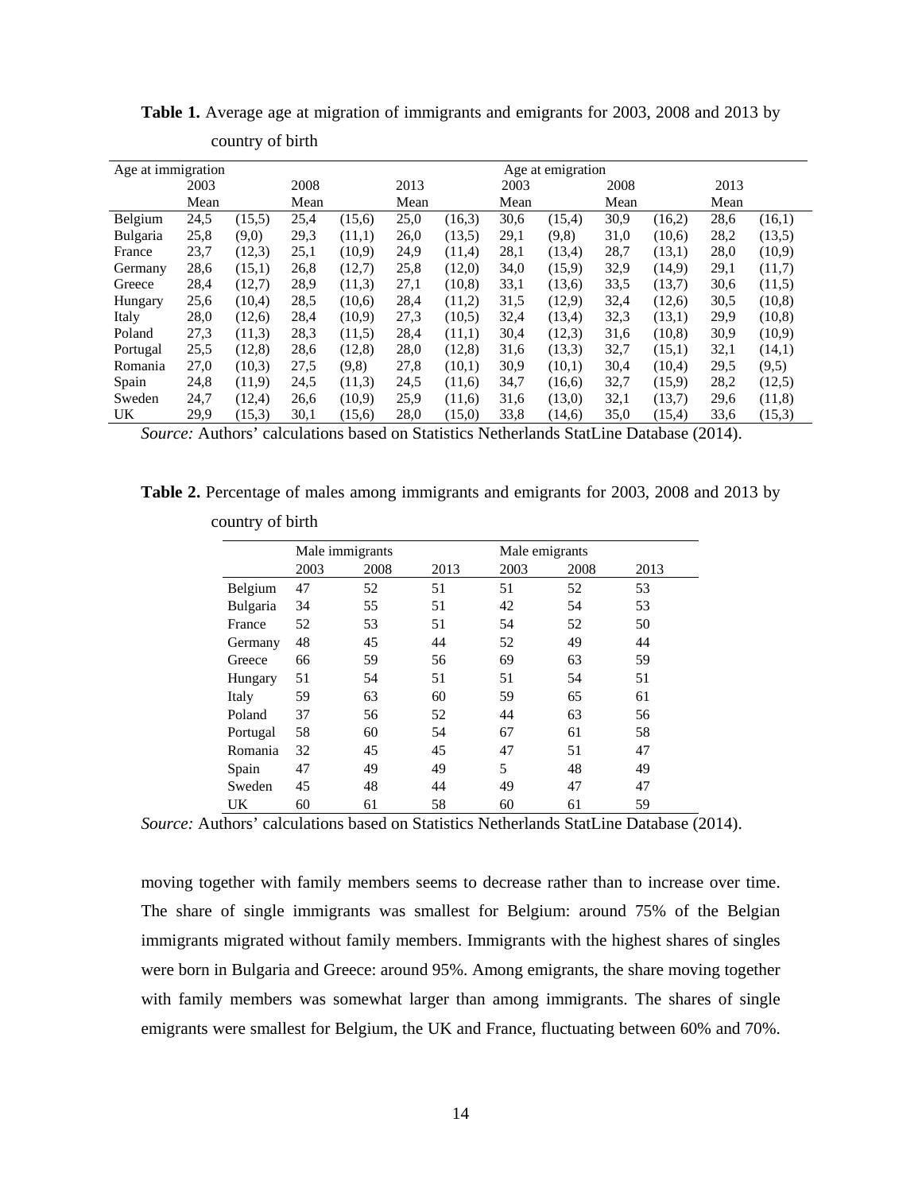**Table 1.** Average age at migration of immigrants and emigrants for 2003, 2008 and 2013 by country of birth

| Age at immigration | | | | | | | Age at emigration | | | | | |
|---|---|---|---|---|---|---|---|---|---|---|---|---|
| | 2003 | | 2008 | | 2013 | | 2003 | | 2008 | | 2013 | |
| | Mean | | Mean | | Mean | | Mean | | Mean | | Mean | |
| Belgium | 24,5 | (15,5) | 25,4 | (15,6) | 25,0 | (16,3) | 30,6 | (15,4) | 30,9 | (16,2) | 28,6 | (16,1) |
| Bulgaria | 25,8 | (9,0) | 29,3 | (11,1) | 26,0 | (13,5) | 29,1 | (9,8) | 31,0 | (10,6) | 28,2 | (13,5) |
| France | 23,7 | (12,3) | 25,1 | (10,9) | 24,9 | (11,4) | 28,1 | (13,4) | 28,7 | (13,1) | 28,0 | (10,9) |
| Germany | 28,6 | (15,1) | 26,8 | (12,7) | 25,8 | (12,0) | 34,0 | (15,9) | 32,9 | (14,9) | 29,1 | (11,7) |
| Greece | 28,4 | (12,7) | 28,9 | (11,3) | 27,1 | (10,8) | 33,1 | (13,6) | 33,5 | (13,7) | 30,6 | (11,5) |
| Hungary | 25,6 | (10,4) | 28,5 | (10,6) | 28,4 | (11,2) | 31,5 | (12,9) | 32,4 | (12,6) | 30,5 | (10,8) |
| Italy | 28,0 | (12,6) | 28,4 | (10,9) | 27,3 | (10,5) | 32,4 | (13,4) | 32,3 | (13,1) | 29,9 | (10,8) |
| Poland | 27,3 | (11,3) | 28,3 | (11,5) | 28,4 | (11,1) | 30,4 | (12,3) | 31,6 | (10,8) | 30,9 | (10,9) |
| Portugal | 25,5 | (12,8) | 28,6 | (12,8) | 28,0 | (12,8) | 31,6 | (13,3) | 32,7 | (15,1) | 32,1 | (14,1) |
| Romania | 27,0 | (10,3) | 27,5 | (9,8) | 27,8 | (10,1) | 30,9 | (10,1) | 30,4 | (10,4) | 29,5 | (9,5) |
| Spain | 24,8 | (11,9) | 24,5 | (11,3) | 24,5 | (11,6) | 34,7 | (16,6) | 32,7 | (15,9) | 28,2 | (12,5) |
| Sweden | 24,7 | (12,4) | 26,6 | (10,9) | 25,9 | (11,6) | 31,6 | (13,0) | 32,1 | (13,7) | 29,6 | (11,8) |
| UK | 29,9 | (15,3) | 30,1 | (15,6) | 28,0 | (15,0) | 33,8 | (14,6) | 35,0 | (15,4) | 33,6 | (15,3) |

*Source:* Authors' calculations based on Statistics Netherlands StatLine Database (2014).

**Table 2.** Percentage of males among immigrants and emigrants for 2003, 2008 and 2013 by country of birth

| | Male immigrants | | | Male emigrants | | |
|---|---|---|---|---|---|---|
| | 2003 | 2008 | 2013 | 2003 | 2008 | 2013 |
| Belgium | 47 | 52 | 51 | 51 | 52 | 53 |
| Bulgaria | 34 | 55 | 51 | 42 | 54 | 53 |
| France | 52 | 53 | 51 | 54 | 52 | 50 |
| Germany | 48 | 45 | 44 | 52 | 49 | 44 |
| Greece | 66 | 59 | 56 | 69 | 63 | 59 |
| Hungary | 51 | 54 | 51 | 51 | 54 | 51 |
| Italy | 59 | 63 | 60 | 59 | 65 | 61 |
| Poland | 37 | 56 | 52 | 44 | 63 | 56 |
| Portugal | 58 | 60 | 54 | 67 | 61 | 58 |
| Romania | 32 | 45 | 45 | 47 | 51 | 47 |
| Spain | 47 | 49 | 49 | 5 | 48 | 49 |
| Sweden | 45 | 48 | 44 | 49 | 47 | 47 |
| UK | 60 | 61 | 58 | 60 | 61 | 59 |

*Source:* Authors' calculations based on Statistics Netherlands StatLine Database (2014).

moving together with family members seems to decrease rather than to increase over time. The share of single immigrants was smallest for Belgium: around 75% of the Belgian immigrants migrated without family members. Immigrants with the highest shares of singles were born in Bulgaria and Greece: around 95%. Among emigrants, the share moving together with family members was somewhat larger than among immigrants. The shares of single emigrants were smallest for Belgium, the UK and France, fluctuating between 60% and 70%.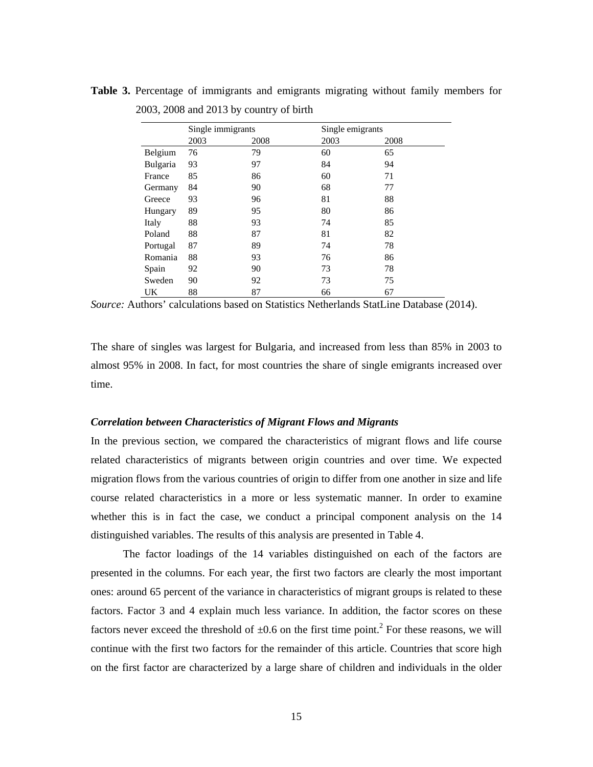**Table 3.** Percentage of immigrants and emigrants migrating without family members for 2003, 2008 and 2013 by country of birth

| | Single immigrants | | Single emigrants | |
|---|---|---|---|---|
| | 2003 | 2008 | 2003 | 2008 |
| Belgium | 76 | 79 | 60 | 65 |
| Bulgaria | 93 | 97 | 84 | 94 |
| France | 85 | 86 | 60 | 71 |
| Germany | 84 | 90 | 68 | 77 |
| Greece | 93 | 96 | 81 | 88 |
| Hungary | 89 | 95 | 80 | 86 |
| Italy | 88 | 93 | 74 | 85 |
| Poland | 88 | 87 | 81 | 82 |
| Portugal | 87 | 89 | 74 | 78 |
| Romania | 88 | 93 | 76 | 86 |
| Spain | 92 | 90 | 73 | 78 |
| Sweden | 90 | 92 | 73 | 75 |
| UK | 88 | 87 | 66 | 67 |

*Source:* Authors' calculations based on Statistics Netherlands StatLine Database (2014).

The share of singles was largest for Bulgaria, and increased from less than 85% in 2003 to almost 95% in 2008. In fact, for most countries the share of single emigrants increased over time.

### *Correlation between Characteristics of Migrant Flows and Migrants*

In the previous section, we compared the characteristics of migrant flows and life course related characteristics of migrants between origin countries and over time. We expected migration flows from the various countries of origin to differ from one another in size and life course related characteristics in a more or less systematic manner. In order to examine whether this is in fact the case, we conduct a principal component analysis on the 14 distinguished variables. The results of this analysis are presented in Table 4.

The factor loadings of the 14 variables distinguished on each of the factors are presented in the columns. For each year, the first two factors are clearly the most important ones: around 65 percent of the variance in characteristics of migrant groups is related to these factors. Factor 3 and 4 explain much less variance. In addition, the factor scores on these factors never exceed the threshold of ±0.6 on the first time point.[2] For these reasons, we will continue with the first two factors for the remainder of this article. Countries that score high on the first factor are characterized by a large share of children and individuals in the older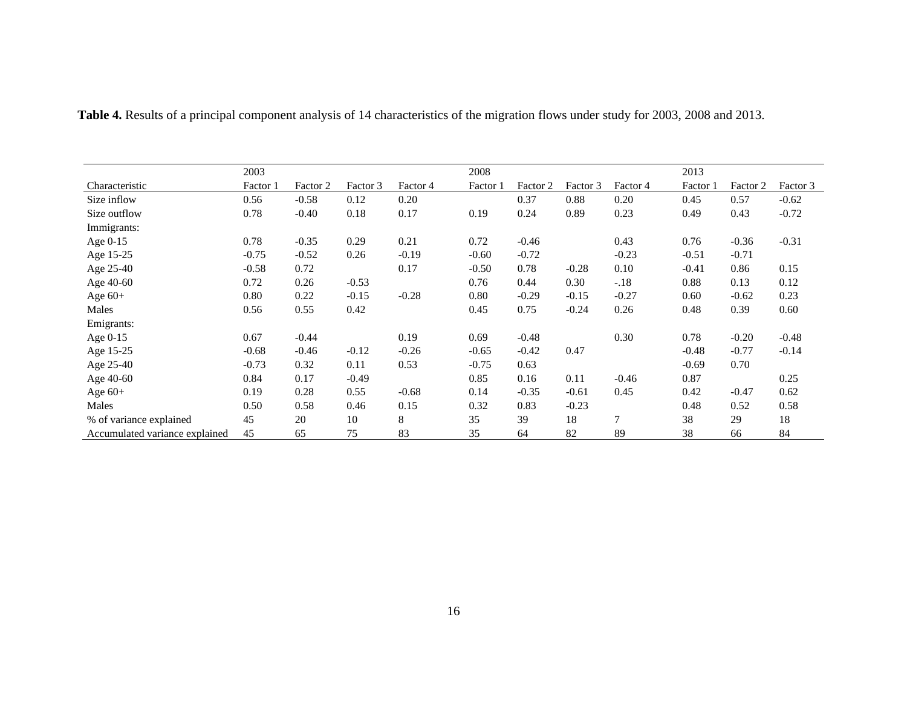**Table 4.** Results of a principal component analysis of 14 characteristics of the migration flows under study for 2003, 2008 and 2013.

| | 2003 | | | | 2008 | | | | 2013 | | |
|---|---|---|---|---|---|---|---|---|---|---|---|
| Characteristic | Factor 1 | Factor 2 | Factor 3 | Factor 4 | Factor 1 | Factor 2 | Factor 3 | Factor 4 | Factor 1 | Factor 2 | Factor 3 |
| Size inflow | 0.56 | -0.58 | 0.12 | 0.20 | | 0.37 | 0.88 | 0.20 | 0.45 | 0.57 | -0.62 |
| Size outflow | 0.78 | -0.40 | 0.18 | 0.17 | 0.19 | 0.24 | 0.89 | 0.23 | 0.49 | 0.43 | -0.72 |
| Immigrants: | | | | | | | | | | | |
| Age 0-15 | 0.78 | -0.35 | 0.29 | 0.21 | 0.72 | -0.46 | | 0.43 | 0.76 | -0.36 | -0.31 |
| Age 15-25 | -0.75 | -0.52 | 0.26 | -0.19 | -0.60 | -0.72 | | -0.23 | -0.51 | -0.71 | |
| Age 25-40 | -0.58 | 0.72 | | 0.17 | -0.50 | 0.78 | -0.28 | 0.10 | -0.41 | 0.86 | 0.15 |
| Age 40-60 | 0.72 | 0.26 | -0.53 | | 0.76 | 0.44 | 0.30 | -.18 | 0.88 | 0.13 | 0.12 |
| Age 60+ | 0.80 | 0.22 | -0.15 | -0.28 | 0.80 | -0.29 | -0.15 | -0.27 | 0.60 | -0.62 | 0.23 |
| Males | 0.56 | 0.55 | 0.42 | | 0.45 | 0.75 | -0.24 | 0.26 | 0.48 | 0.39 | 0.60 |
| Emigrants: | | | | | | | | | | | |
| Age 0-15 | 0.67 | -0.44 | | 0.19 | 0.69 | -0.48 | | 0.30 | 0.78 | -0.20 | -0.48 |
| Age 15-25 | -0.68 | -0.46 | -0.12 | -0.26 | -0.65 | -0.42 | 0.47 | | -0.48 | -0.77 | -0.14 |
| Age 25-40 | -0.73 | 0.32 | 0.11 | 0.53 | -0.75 | 0.63 | | | -0.69 | 0.70 | |
| Age 40-60 | 0.84 | 0.17 | -0.49 | | 0.85 | 0.16 | 0.11 | -0.46 | 0.87 | | 0.25 |
| Age 60+ | 0.19 | 0.28 | 0.55 | -0.68 | 0.14 | -0.35 | -0.61 | 0.45 | 0.42 | -0.47 | 0.62 |
| Males | 0.50 | 0.58 | 0.46 | 0.15 | 0.32 | 0.83 | -0.23 | | 0.48 | 0.52 | 0.58 |
| % of variance explained | 45 | 20 | 10 | 8 | 35 | 39 | 18 | 7 | 38 | 29 | 18 |
| Accumulated variance explained | 45 | 65 | 75 | 83 | 35 | 64 | 82 | 89 | 38 | 66 | 84 |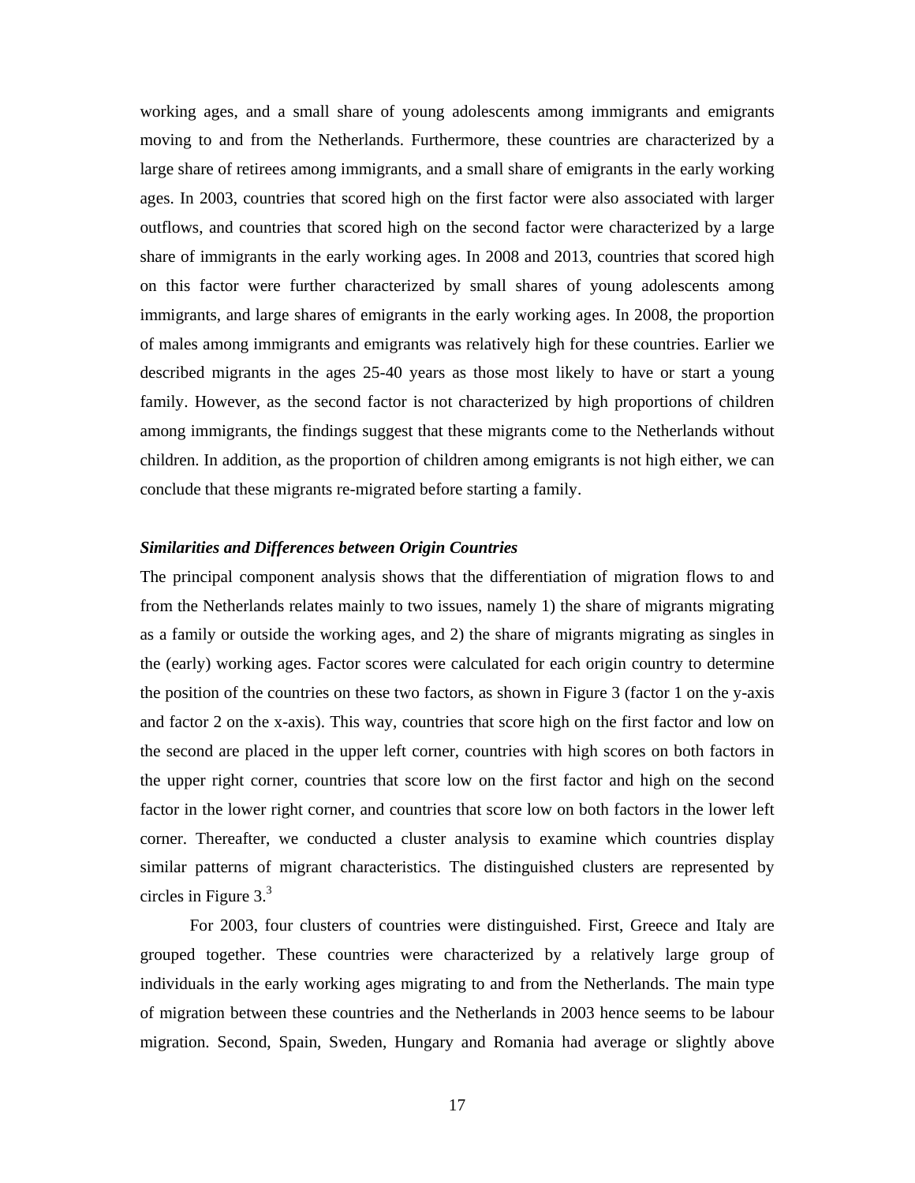working ages, and a small share of young adolescents among immigrants and emigrants moving to and from the Netherlands. Furthermore, these countries are characterized by a large share of retirees among immigrants, and a small share of emigrants in the early working ages. In 2003, countries that scored high on the first factor were also associated with larger outflows, and countries that scored high on the second factor were characterized by a large share of immigrants in the early working ages. In 2008 and 2013, countries that scored high on this factor were further characterized by small shares of young adolescents among immigrants, and large shares of emigrants in the early working ages. In 2008, the proportion of males among immigrants and emigrants was relatively high for these countries. Earlier we described migrants in the ages 25-40 years as those most likely to have or start a young family. However, as the second factor is not characterized by high proportions of children among immigrants, the findings suggest that these migrants come to the Netherlands without children. In addition, as the proportion of children among emigrants is not high either, we can conclude that these migrants re-migrated before starting a family.

### *Similarities and Differences between Origin Countries*

The principal component analysis shows that the differentiation of migration flows to and from the Netherlands relates mainly to two issues, namely 1) the share of migrants migrating as a family or outside the working ages, and 2) the share of migrants migrating as singles in the (early) working ages. Factor scores were calculated for each origin country to determine the position of the countries on these two factors, as shown in Figure 3 (factor 1 on the y-axis and factor 2 on the x-axis). This way, countries that score high on the first factor and low on the second are placed in the upper left corner, countries with high scores on both factors in the upper right corner, countries that score low on the first factor and high on the second factor in the lower right corner, and countries that score low on both factors in the lower left corner. Thereafter, we conducted a cluster analysis to examine which countries display similar patterns of migrant characteristics. The distinguished clusters are represented by circles in Figure 3.[3]

For 2003, four clusters of countries were distinguished. First, Greece and Italy are grouped together. These countries were characterized by a relatively large group of individuals in the early working ages migrating to and from the Netherlands. The main type of migration between these countries and the Netherlands in 2003 hence seems to be labour migration. Second, Spain, Sweden, Hungary and Romania had average or slightly above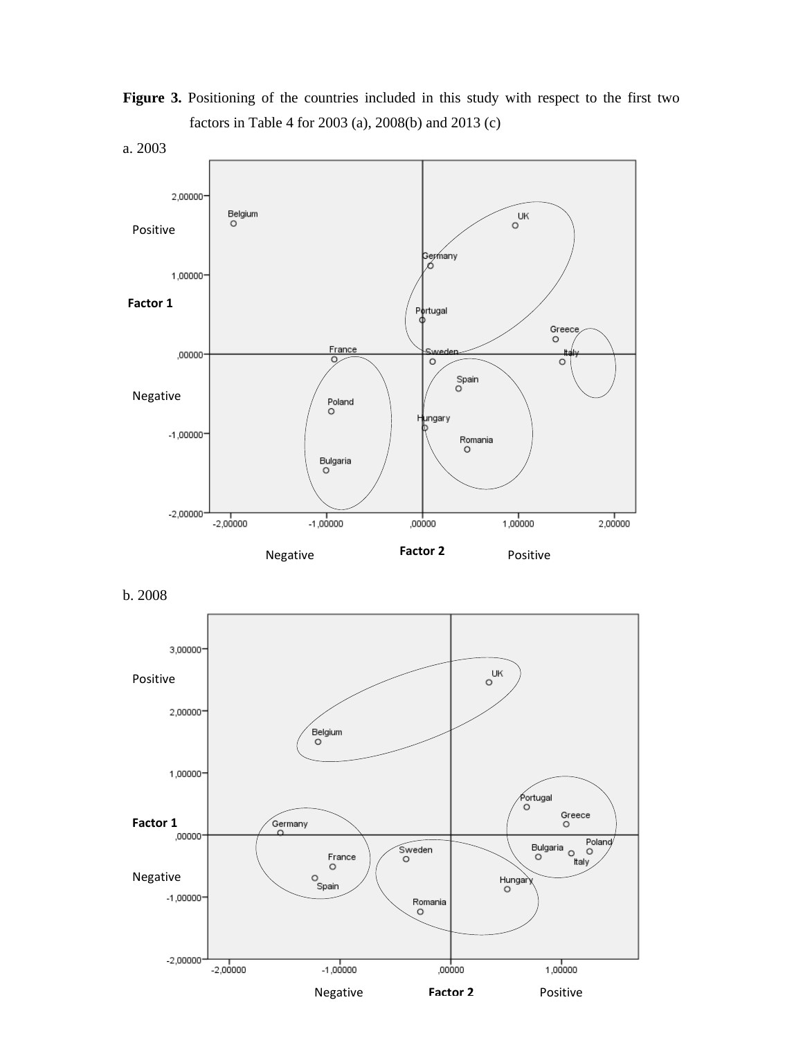**Figure 3.** Positioning of the countries included in this study with respect to the first two factors in Table 4 for 2003 (a), 2008(b) and 2013 (c)

a. 2003

b. 2008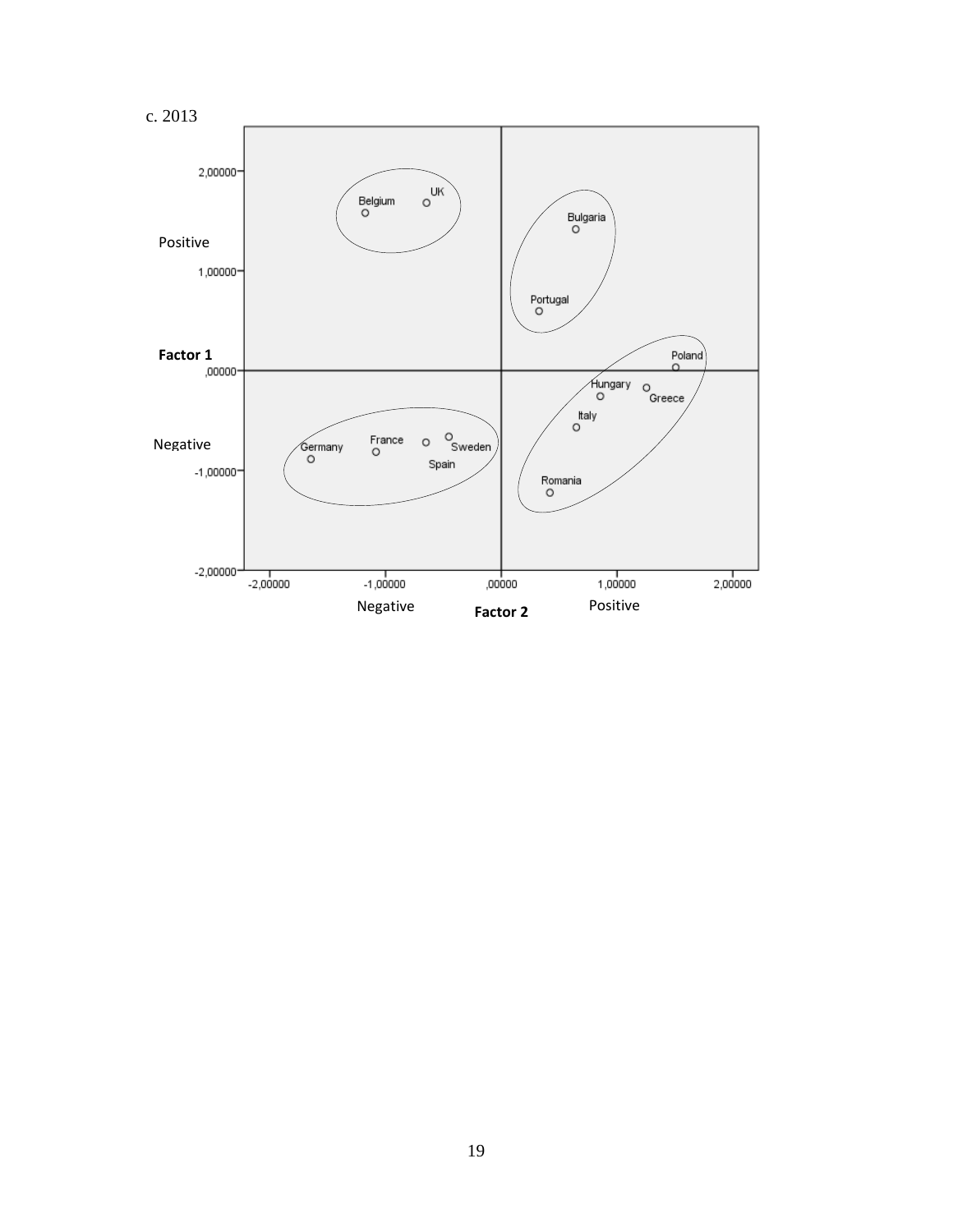c. 2013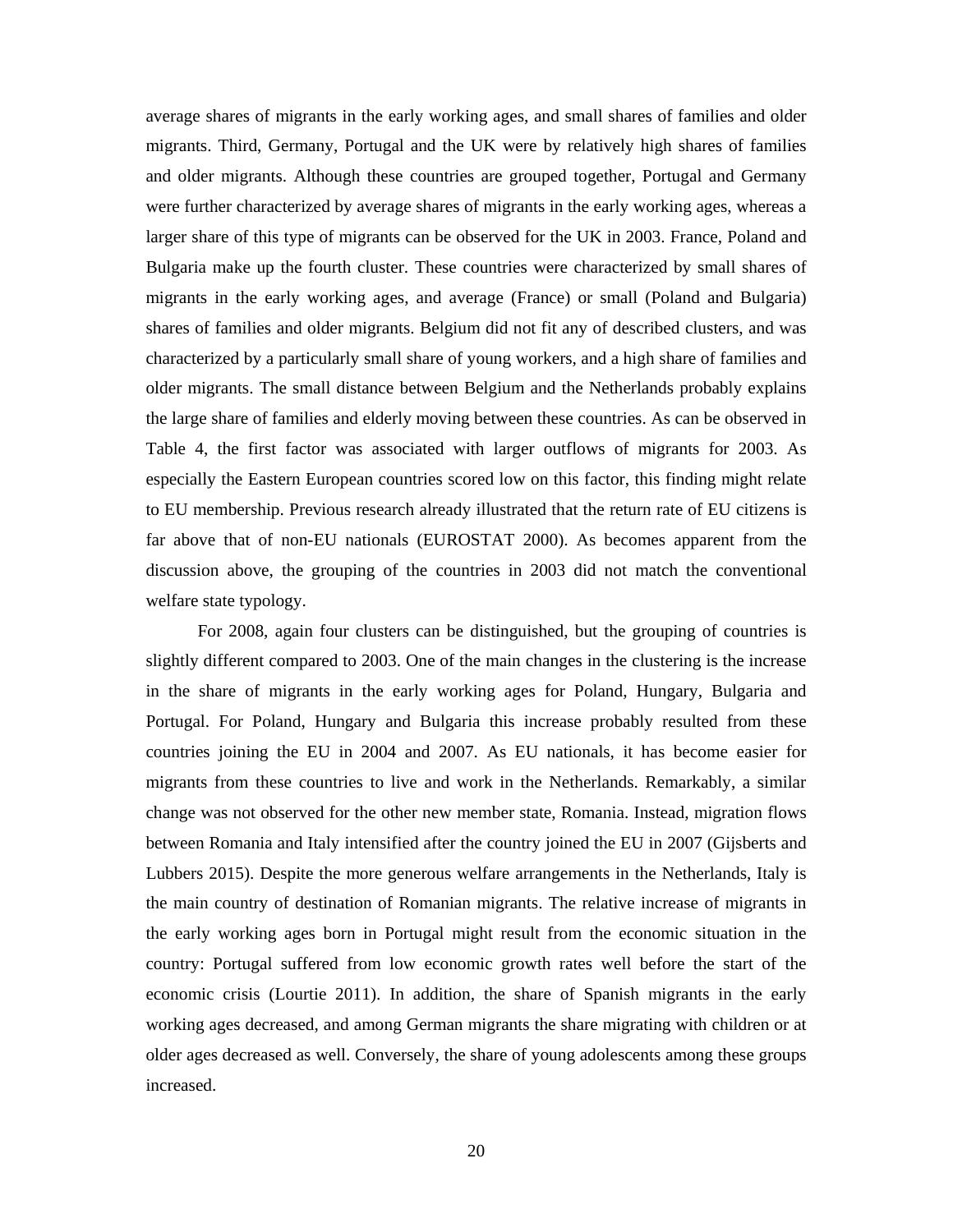average shares of migrants in the early working ages, and small shares of families and older migrants. Third, Germany, Portugal and the UK were by relatively high shares of families and older migrants. Although these countries are grouped together, Portugal and Germany were further characterized by average shares of migrants in the early working ages, whereas a larger share of this type of migrants can be observed for the UK in 2003. France, Poland and Bulgaria make up the fourth cluster. These countries were characterized by small shares of migrants in the early working ages, and average (France) or small (Poland and Bulgaria) shares of families and older migrants. Belgium did not fit any of described clusters, and was characterized by a particularly small share of young workers, and a high share of families and older migrants. The small distance between Belgium and the Netherlands probably explains the large share of families and elderly moving between these countries. As can be observed in Table 4, the first factor was associated with larger outflows of migrants for 2003. As especially the Eastern European countries scored low on this factor, this finding might relate to EU membership. Previous research already illustrated that the return rate of EU citizens is far above that of non-EU nationals (EUROSTAT 2000). As becomes apparent from the discussion above, the grouping of the countries in 2003 did not match the conventional welfare state typology.

For 2008, again four clusters can be distinguished, but the grouping of countries is slightly different compared to 2003. One of the main changes in the clustering is the increase in the share of migrants in the early working ages for Poland, Hungary, Bulgaria and Portugal. For Poland, Hungary and Bulgaria this increase probably resulted from these countries joining the EU in 2004 and 2007. As EU nationals, it has become easier for migrants from these countries to live and work in the Netherlands. Remarkably, a similar change was not observed for the other new member state, Romania. Instead, migration flows between Romania and Italy intensified after the country joined the EU in 2007 (Gijsberts and Lubbers 2015). Despite the more generous welfare arrangements in the Netherlands, Italy is the main country of destination of Romanian migrants. The relative increase of migrants in the early working ages born in Portugal might result from the economic situation in the country: Portugal suffered from low economic growth rates well before the start of the economic crisis (Lourtie 2011). In addition, the share of Spanish migrants in the early working ages decreased, and among German migrants the share migrating with children or at older ages decreased as well. Conversely, the share of young adolescents among these groups increased.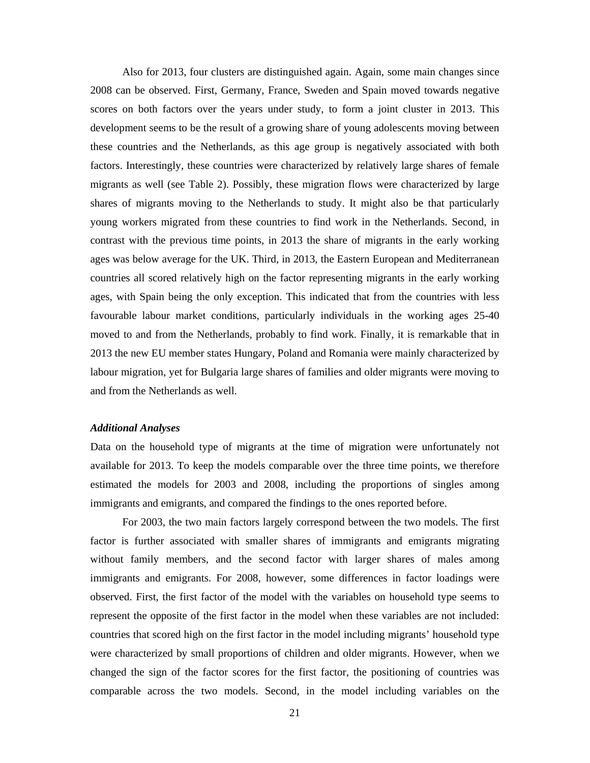Also for 2013, four clusters are distinguished again. Again, some main changes since 2008 can be observed. First, Germany, France, Sweden and Spain moved towards negative scores on both factors over the years under study, to form a joint cluster in 2013. This development seems to be the result of a growing share of young adolescents moving between these countries and the Netherlands, as this age group is negatively associated with both factors. Interestingly, these countries were characterized by relatively large shares of female migrants as well (see Table 2). Possibly, these migration flows were characterized by large shares of migrants moving to the Netherlands to study. It might also be that particularly young workers migrated from these countries to find work in the Netherlands. Second, in contrast with the previous time points, in 2013 the share of migrants in the early working ages was below average for the UK. Third, in 2013, the Eastern European and Mediterranean countries all scored relatively high on the factor representing migrants in the early working ages, with Spain being the only exception. This indicated that from the countries with less favourable labour market conditions, particularly individuals in the working ages 25-40 moved to and from the Netherlands, probably to find work. Finally, it is remarkable that in 2013 the new EU member states Hungary, Poland and Romania were mainly characterized by labour migration, yet for Bulgaria large shares of families and older migrants were moving to and from the Netherlands as well.

***Additional Analyses***

Data on the household type of migrants at the time of migration were unfortunately not available for 2013. To keep the models comparable over the three time points, we therefore estimated the models for 2003 and 2008, including the proportions of singles among immigrants and emigrants, and compared the findings to the ones reported before.

For 2003, the two main factors largely correspond between the two models. The first factor is further associated with smaller shares of immigrants and emigrants migrating without family members, and the second factor with larger shares of males among immigrants and emigrants. For 2008, however, some differences in factor loadings were observed. First, the first factor of the model with the variables on household type seems to represent the opposite of the first factor in the model when these variables are not included: countries that scored high on the first factor in the model including migrants' household type were characterized by small proportions of children and older migrants. However, when we changed the sign of the factor scores for the first factor, the positioning of countries was comparable across the two models. Second, in the model including variables on the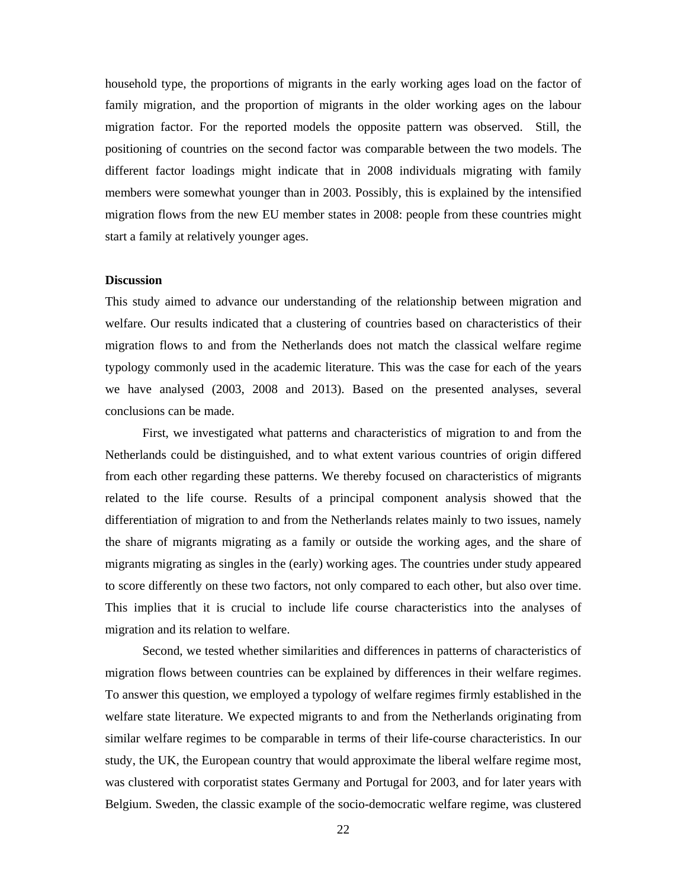household type, the proportions of migrants in the early working ages load on the factor of family migration, and the proportion of migrants in the older working ages on the labour migration factor. For the reported models the opposite pattern was observed. Still, the positioning of countries on the second factor was comparable between the two models. The different factor loadings might indicate that in 2008 individuals migrating with family members were somewhat younger than in 2003. Possibly, this is explained by the intensified migration flows from the new EU member states in 2008: people from these countries might start a family at relatively younger ages.

**Discussion**

This study aimed to advance our understanding of the relationship between migration and welfare. Our results indicated that a clustering of countries based on characteristics of their migration flows to and from the Netherlands does not match the classical welfare regime typology commonly used in the academic literature. This was the case for each of the years we have analysed (2003, 2008 and 2013). Based on the presented analyses, several conclusions can be made.

First, we investigated what patterns and characteristics of migration to and from the Netherlands could be distinguished, and to what extent various countries of origin differed from each other regarding these patterns. We thereby focused on characteristics of migrants related to the life course. Results of a principal component analysis showed that the differentiation of migration to and from the Netherlands relates mainly to two issues, namely the share of migrants migrating as a family or outside the working ages, and the share of migrants migrating as singles in the (early) working ages. The countries under study appeared to score differently on these two factors, not only compared to each other, but also over time. This implies that it is crucial to include life course characteristics into the analyses of migration and its relation to welfare.

Second, we tested whether similarities and differences in patterns of characteristics of migration flows between countries can be explained by differences in their welfare regimes. To answer this question, we employed a typology of welfare regimes firmly established in the welfare state literature. We expected migrants to and from the Netherlands originating from similar welfare regimes to be comparable in terms of their life-course characteristics. In our study, the UK, the European country that would approximate the liberal welfare regime most, was clustered with corporatist states Germany and Portugal for 2003, and for later years with Belgium. Sweden, the classic example of the socio-democratic welfare regime, was clustered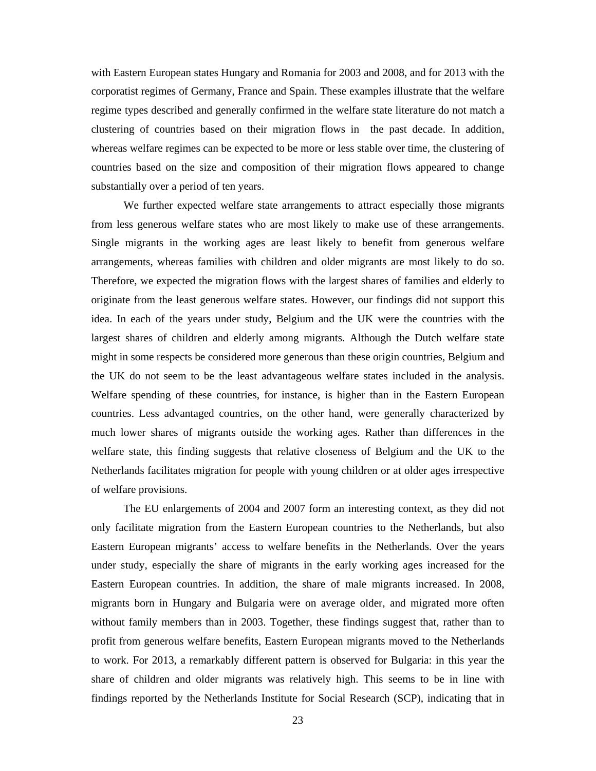with Eastern European states Hungary and Romania for 2003 and 2008, and for 2013 with the corporatist regimes of Germany, France and Spain. These examples illustrate that the welfare regime types described and generally confirmed in the welfare state literature do not match a clustering of countries based on their migration flows in the past decade. In addition, whereas welfare regimes can be expected to be more or less stable over time, the clustering of countries based on the size and composition of their migration flows appeared to change substantially over a period of ten years.

We further expected welfare state arrangements to attract especially those migrants from less generous welfare states who are most likely to make use of these arrangements. Single migrants in the working ages are least likely to benefit from generous welfare arrangements, whereas families with children and older migrants are most likely to do so. Therefore, we expected the migration flows with the largest shares of families and elderly to originate from the least generous welfare states. However, our findings did not support this idea. In each of the years under study, Belgium and the UK were the countries with the largest shares of children and elderly among migrants. Although the Dutch welfare state might in some respects be considered more generous than these origin countries, Belgium and the UK do not seem to be the least advantageous welfare states included in the analysis. Welfare spending of these countries, for instance, is higher than in the Eastern European countries. Less advantaged countries, on the other hand, were generally characterized by much lower shares of migrants outside the working ages. Rather than differences in the welfare state, this finding suggests that relative closeness of Belgium and the UK to the Netherlands facilitates migration for people with young children or at older ages irrespective of welfare provisions.

The EU enlargements of 2004 and 2007 form an interesting context, as they did not only facilitate migration from the Eastern European countries to the Netherlands, but also Eastern European migrants' access to welfare benefits in the Netherlands. Over the years under study, especially the share of migrants in the early working ages increased for the Eastern European countries. In addition, the share of male migrants increased. In 2008, migrants born in Hungary and Bulgaria were on average older, and migrated more often without family members than in 2003. Together, these findings suggest that, rather than to profit from generous welfare benefits, Eastern European migrants moved to the Netherlands to work. For 2013, a remarkably different pattern is observed for Bulgaria: in this year the share of children and older migrants was relatively high. This seems to be in line with findings reported by the Netherlands Institute for Social Research (SCP), indicating that in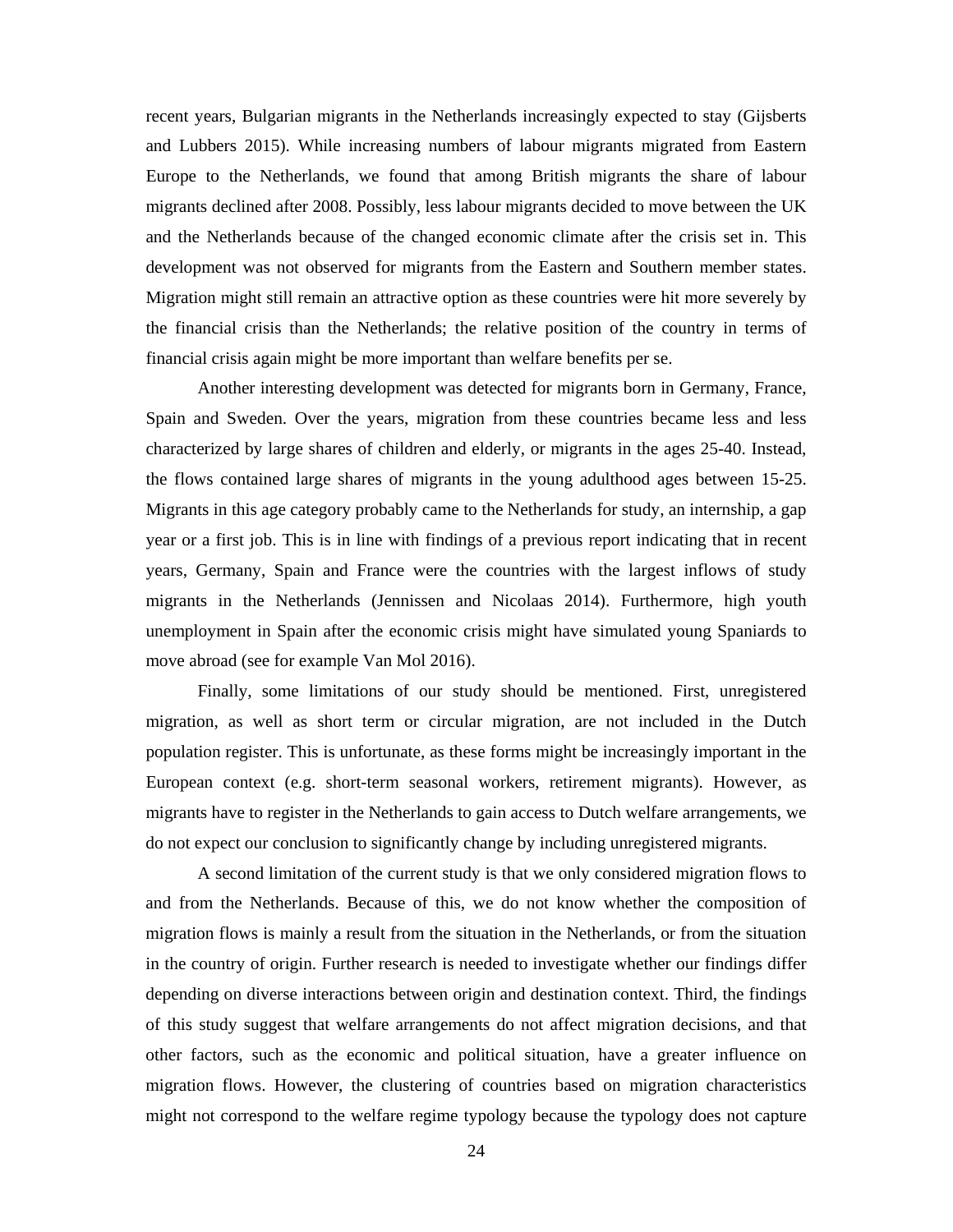recent years, Bulgarian migrants in the Netherlands increasingly expected to stay (Gijsberts and Lubbers 2015). While increasing numbers of labour migrants migrated from Eastern Europe to the Netherlands, we found that among British migrants the share of labour migrants declined after 2008. Possibly, less labour migrants decided to move between the UK and the Netherlands because of the changed economic climate after the crisis set in. This development was not observed for migrants from the Eastern and Southern member states. Migration might still remain an attractive option as these countries were hit more severely by the financial crisis than the Netherlands; the relative position of the country in terms of financial crisis again might be more important than welfare benefits per se.

Another interesting development was detected for migrants born in Germany, France, Spain and Sweden. Over the years, migration from these countries became less and less characterized by large shares of children and elderly, or migrants in the ages 25-40. Instead, the flows contained large shares of migrants in the young adulthood ages between 15-25. Migrants in this age category probably came to the Netherlands for study, an internship, a gap year or a first job. This is in line with findings of a previous report indicating that in recent years, Germany, Spain and France were the countries with the largest inflows of study migrants in the Netherlands (Jennissen and Nicolaas 2014). Furthermore, high youth unemployment in Spain after the economic crisis might have simulated young Spaniards to move abroad (see for example Van Mol 2016).

Finally, some limitations of our study should be mentioned. First, unregistered migration, as well as short term or circular migration, are not included in the Dutch population register. This is unfortunate, as these forms might be increasingly important in the European context (e.g. short-term seasonal workers, retirement migrants). However, as migrants have to register in the Netherlands to gain access to Dutch welfare arrangements, we do not expect our conclusion to significantly change by including unregistered migrants.

A second limitation of the current study is that we only considered migration flows to and from the Netherlands. Because of this, we do not know whether the composition of migration flows is mainly a result from the situation in the Netherlands, or from the situation in the country of origin. Further research is needed to investigate whether our findings differ depending on diverse interactions between origin and destination context. Third, the findings of this study suggest that welfare arrangements do not affect migration decisions, and that other factors, such as the economic and political situation, have a greater influence on migration flows. However, the clustering of countries based on migration characteristics might not correspond to the welfare regime typology because the typology does not capture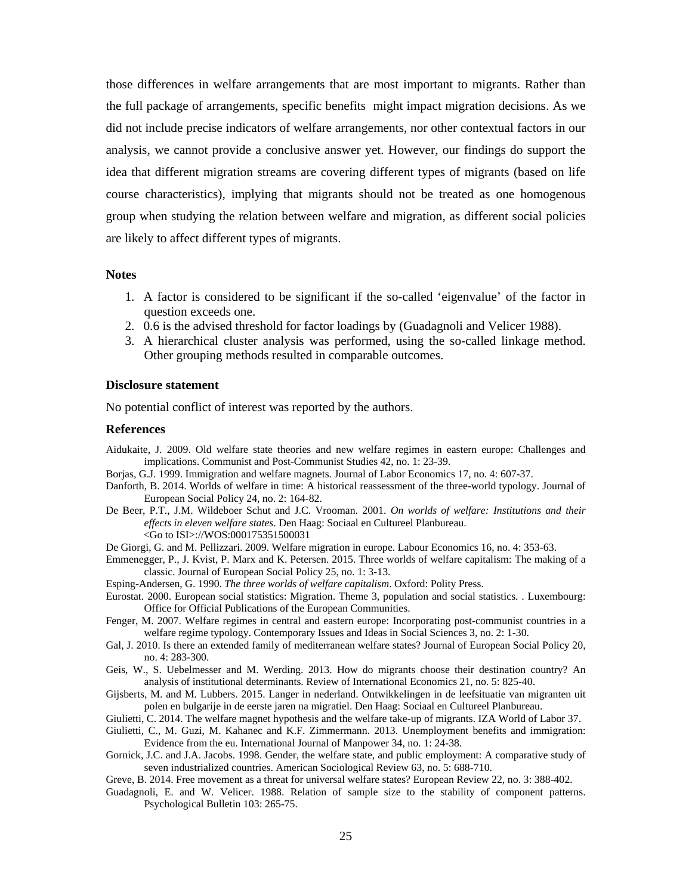those differences in welfare arrangements that are most important to migrants. Rather than the full package of arrangements, specific benefits might impact migration decisions. As we did not include precise indicators of welfare arrangements, nor other contextual factors in our analysis, we cannot provide a conclusive answer yet. However, our findings do support the idea that different migration streams are covering different types of migrants (based on life course characteristics), implying that migrants should not be treated as one homogenous group when studying the relation between welfare and migration, as different social policies are likely to affect different types of migrants.

### Notes

1. A factor is considered to be significant if the so-called 'eigenvalue' of the factor in question exceeds one.
2. 0.6 is the advised threshold for factor loadings by (Guadagnoli and Velicer 1988).
3. A hierarchical cluster analysis was performed, using the so-called linkage method. Other grouping methods resulted in comparable outcomes.

### Disclosure statement

No potential conflict of interest was reported by the authors.

### References

Aidukaite, J. 2009. Old welfare state theories and new welfare regimes in eastern europe: Challenges and implications. Communist and Post-Communist Studies 42, no. 1: 23-39.

Borjas, G.J. 1999. Immigration and welfare magnets. Journal of Labor Economics 17, no. 4: 607-37.

Danforth, B. 2014. Worlds of welfare in time: A historical reassessment of the three-world typology. Journal of European Social Policy 24, no. 2: 164-82.

De Beer, P.T., J.M. Wildeboer Schut and J.C. Vrooman. 2001. *On worlds of welfare: Institutions and their effects in eleven welfare states*. Den Haag: Sociaal en Cultureel Planbureau. <Go to ISI>://WOS:000175351500031

De Giorgi, G. and M. Pellizzari. 2009. Welfare migration in europe. Labour Economics 16, no. 4: 353-63.

Emmenegger, P., J. Kvist, P. Marx and K. Petersen. 2015. Three worlds of welfare capitalism: The making of a classic. Journal of European Social Policy 25, no. 1: 3-13.

Esping-Andersen, G. 1990. *The three worlds of welfare capitalism*. Oxford: Polity Press.

Eurostat. 2000. European social statistics: Migration. Theme 3, population and social statistics. . Luxembourg: Office for Official Publications of the European Communities.

Fenger, M. 2007. Welfare regimes in central and eastern europe: Incorporating post-communist countries in a welfare regime typology. Contemporary Issues and Ideas in Social Sciences 3, no. 2: 1-30.

Gal, J. 2010. Is there an extended family of mediterranean welfare states? Journal of European Social Policy 20, no. 4: 283-300.

Geis, W., S. Uebelmesser and M. Werding. 2013. How do migrants choose their destination country? An analysis of institutional determinants. Review of International Economics 21, no. 5: 825-40.

Gijsberts, M. and M. Lubbers. 2015. Langer in nederland. Ontwikkelingen in de leefsituatie van migranten uit polen en bulgarije in de eerste jaren na migratiel. Den Haag: Sociaal en Cultureel Planbureau.

Giulietti, C. 2014. The welfare magnet hypothesis and the welfare take-up of migrants. IZA World of Labor 37.

Giulietti, C., M. Guzi, M. Kahanec and K.F. Zimmermann. 2013. Unemployment benefits and immigration: Evidence from the eu. International Journal of Manpower 34, no. 1: 24-38.

Gornick, J.C. and J.A. Jacobs. 1998. Gender, the welfare state, and public employment: A comparative study of seven industrialized countries. American Sociological Review 63, no. 5: 688-710.

Greve, B. 2014. Free movement as a threat for universal welfare states? European Review 22, no. 3: 388-402.

Guadagnoli, E. and W. Velicer. 1988. Relation of sample size to the stability of component patterns. Psychological Bulletin 103: 265-75.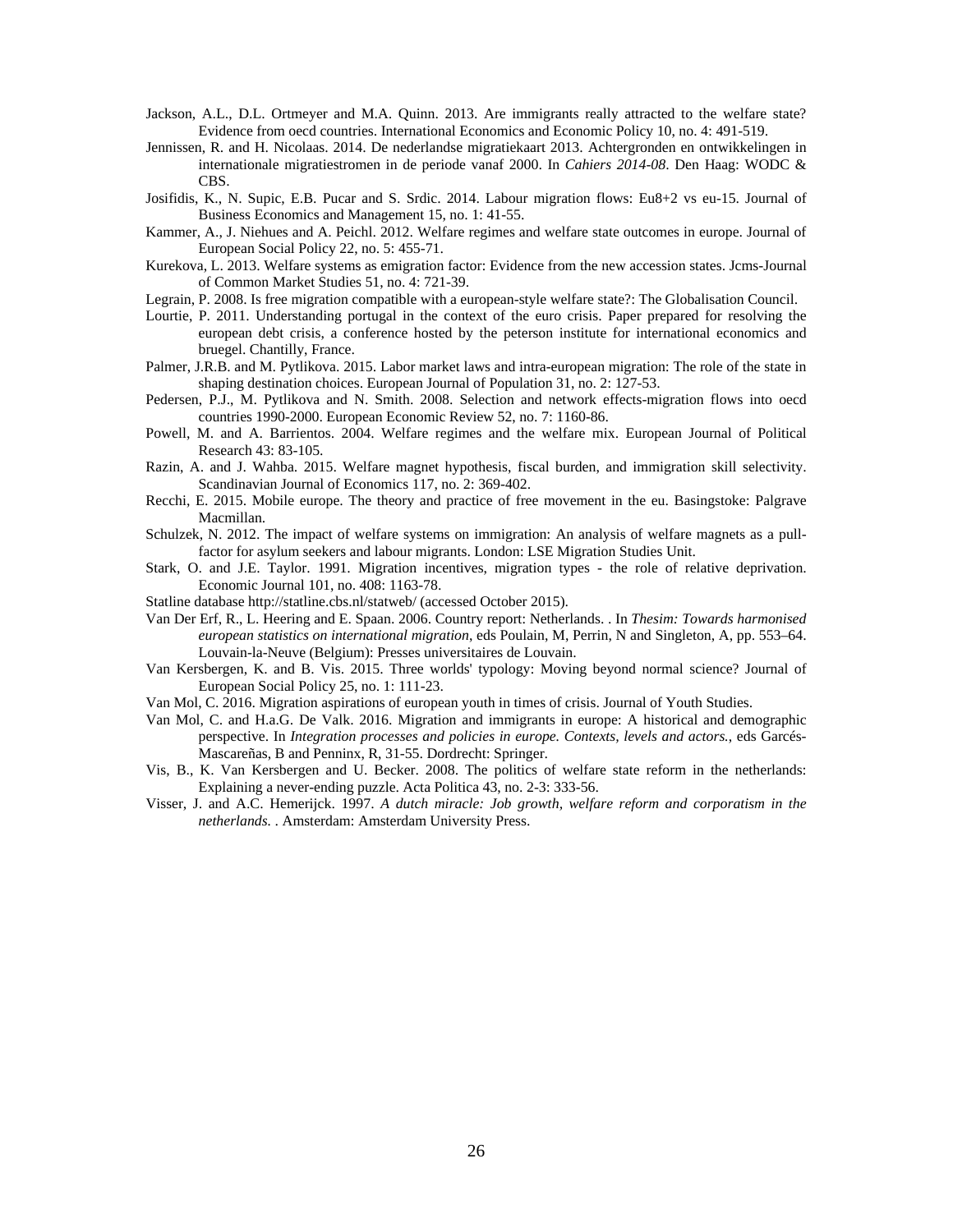Jackson, A.L., D.L. Ortmeyer and M.A. Quinn. 2013. Are immigrants really attracted to the welfare state? Evidence from oecd countries. International Economics and Economic Policy 10, no. 4: 491-519.

Jennissen, R. and H. Nicolaas. 2014. De nederlandse migratiekaart 2013. Achtergronden en ontwikkelingen in internationale migratiestromen in de periode vanaf 2000. In *Cahiers 2014-08*. Den Haag: WODC & CBS.

Josifidis, K., N. Supic, E.B. Pucar and S. Srdic. 2014. Labour migration flows: Eu8+2 vs eu-15. Journal of Business Economics and Management 15, no. 1: 41-55.

Kammer, A., J. Niehues and A. Peichl. 2012. Welfare regimes and welfare state outcomes in europe. Journal of European Social Policy 22, no. 5: 455-71.

Kurekova, L. 2013. Welfare systems as emigration factor: Evidence from the new accession states. Jcms-Journal of Common Market Studies 51, no. 4: 721-39.

Legrain, P. 2008. Is free migration compatible with a european-style welfare state?: The Globalisation Council.

Lourtie, P. 2011. Understanding portugal in the context of the euro crisis. Paper prepared for resolving the european debt crisis, a conference hosted by the peterson institute for international economics and bruegel. Chantilly, France.

Palmer, J.R.B. and M. Pytlikova. 2015. Labor market laws and intra-european migration: The role of the state in shaping destination choices. European Journal of Population 31, no. 2: 127-53.

Pedersen, P.J., M. Pytlikova and N. Smith. 2008. Selection and network effects-migration flows into oecd countries 1990-2000. European Economic Review 52, no. 7: 1160-86.

Powell, M. and A. Barrientos. 2004. Welfare regimes and the welfare mix. European Journal of Political Research 43: 83-105.

Razin, A. and J. Wahba. 2015. Welfare magnet hypothesis, fiscal burden, and immigration skill selectivity. Scandinavian Journal of Economics 117, no. 2: 369-402.

Recchi, E. 2015. Mobile europe. The theory and practice of free movement in the eu. Basingstoke: Palgrave Macmillan.

Schulzek, N. 2012. The impact of welfare systems on immigration: An analysis of welfare magnets as a pull-factor for asylum seekers and labour migrants. London: LSE Migration Studies Unit.

Stark, O. and J.E. Taylor. 1991. Migration incentives, migration types - the role of relative deprivation. Economic Journal 101, no. 408: 1163-78.

Statline database http://statline.cbs.nl/statweb/ (accessed October 2015).

Van Der Erf, R., L. Heering and E. Spaan. 2006. Country report: Netherlands. . In *Thesim: Towards harmonised european statistics on international migration*, eds Poulain, M, Perrin, N and Singleton, A, pp. 553–64. Louvain-la-Neuve (Belgium): Presses universitaires de Louvain.

Van Kersbergen, K. and B. Vis. 2015. Three worlds' typology: Moving beyond normal science? Journal of European Social Policy 25, no. 1: 111-23.

Van Mol, C. 2016. Migration aspirations of european youth in times of crisis. Journal of Youth Studies.

Van Mol, C. and H.a.G. De Valk. 2016. Migration and immigrants in europe: A historical and demographic perspective. In *Integration processes and policies in europe. Contexts, levels and actors.*, eds Garcés-Mascareñas, B and Penninx, R, 31-55. Dordrecht: Springer.

Vis, B., K. Van Kersbergen and U. Becker. 2008. The politics of welfare state reform in the netherlands: Explaining a never-ending puzzle. Acta Politica 43, no. 2-3: 333-56.

Visser, J. and A.C. Hemerijck. 1997. *A dutch miracle: Job growth, welfare reform and corporatism in the netherlands.* . Amsterdam: Amsterdam University Press.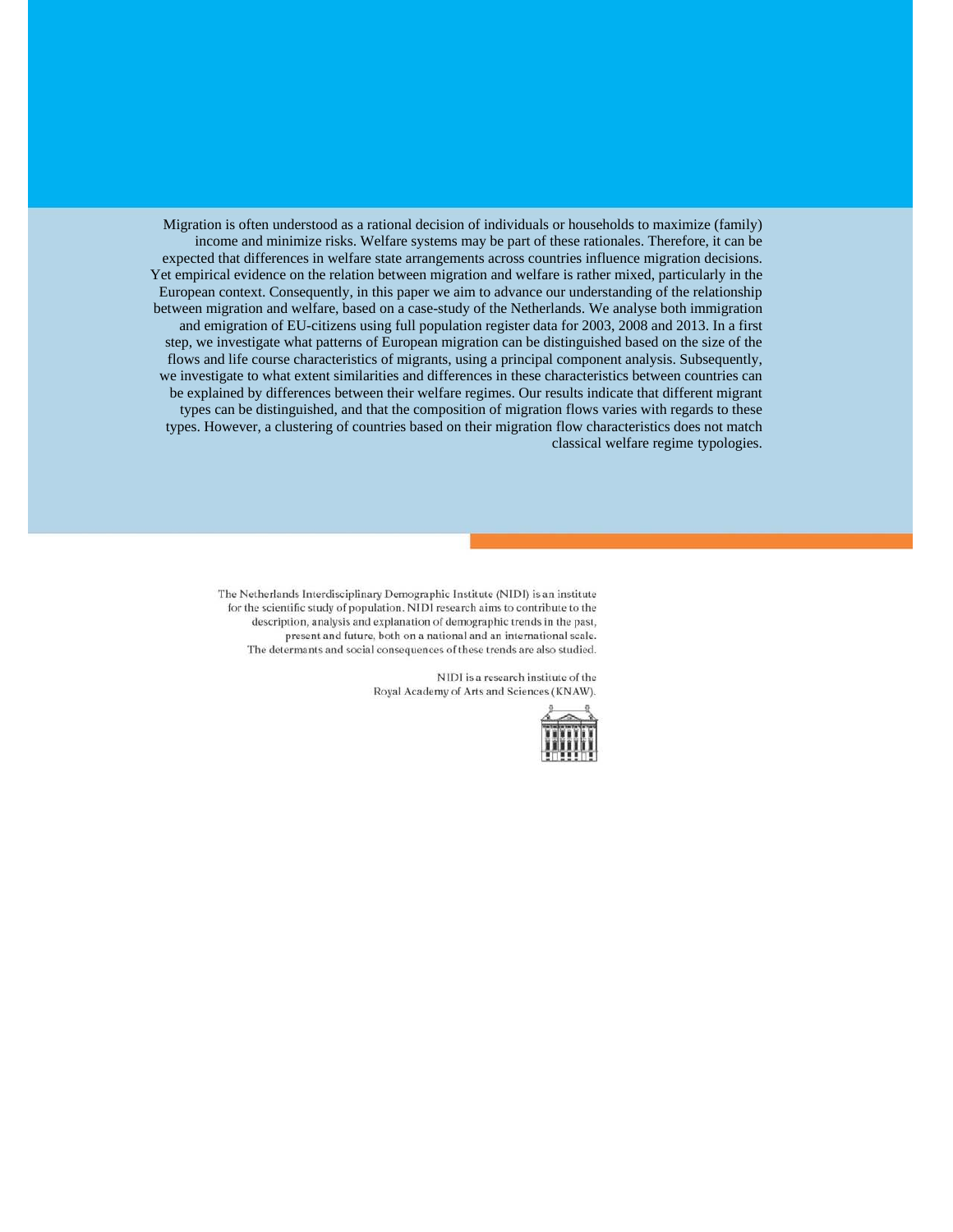Migration is often understood as a rational decision of individuals or households to maximize (family) income and minimize risks. Welfare systems may be part of these rationales. Therefore, it can be expected that differences in welfare state arrangements across countries influence migration decisions. Yet empirical evidence on the relation between migration and welfare is rather mixed, particularly in the European context. Consequently, in this paper we aim to advance our understanding of the relationship between migration and welfare, based on a case-study of the Netherlands. We analyse both immigration and emigration of EU-citizens using full population register data for 2003, 2008 and 2013. In a first step, we investigate what patterns of European migration can be distinguished based on the size of the flows and life course characteristics of migrants, using a principal component analysis. Subsequently, we investigate to what extent similarities and differences in these characteristics between countries can be explained by differences between their welfare regimes. Our results indicate that different migrant types can be distinguished, and that the composition of migration flows varies with regards to these types. However, a clustering of countries based on their migration flow characteristics does not match classical welfare regime typologies.

The Netherlands Interdisciplinary Demographic Institute (NIDI) is an institute for the scientific study of population. NIDI research aims to contribute to the description, analysis and explanation of demographic trends in the past, present and future, both on a national and an international scale. The determants and social consequences of these trends are also studied.

NIDI is a research institute of the Royal Academy of Arts and Sciences (KNAW).